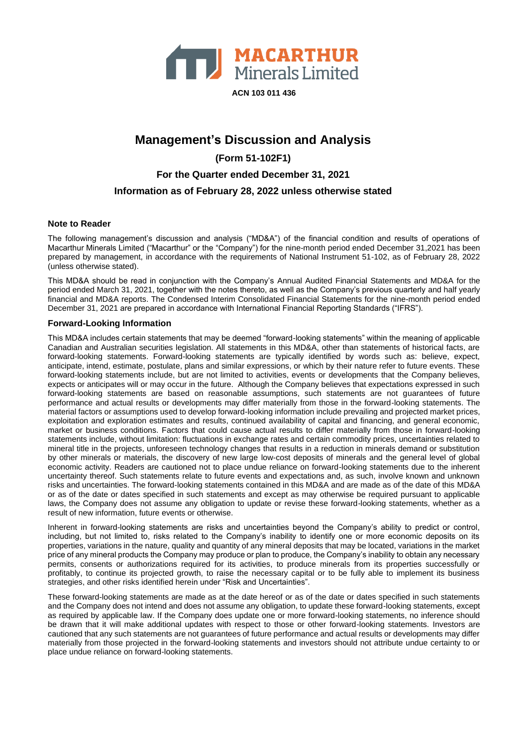**MACARTHUR Minerals Limited**

**ACN 103 011 436**

# Management's Discussion and Analysis

### (Form 51-102F1)

### For the Quarter ended December 31, 2021

### Information as of February 28, 2022 unless otherwise stated

## Note to Reader

The following management's discussion and analysis ("MD&A") of the financial condition and results of operations of Macarthur Minerals Limited ("Macarthur" or the "Company") for the nine-month period ended December 31,2021 has been prepared by management, in accordance with the requirements of National Instrument 51-102, as of February 28, 2022 (unless otherwise stated).

This MD&A should be read in conjunction with the Company's Annual Audited Financial Statements and MD&A for the period ended March 31, 2021, together with the notes thereto, as well as the Company's previous quarterly and half yearly financial and MD&A reports. The Condensed Interim Consolidated Financial Statements for the nine-month period ended December 31, 2021 are prepared in accordance with International Financial Reporting Standards ("IFRS").

## Forward-Looking Information

This MD&A includes certain statements that may be deemed "forward-looking statements" within the meaning of applicable Canadian and Australian securities legislation. All statements in this MD&A, other than statements of historical facts, are forward-looking statements. Forward-looking statements are typically identified by words such as: believe, expect, anticipate, intend, estimate, postulate, plans and similar expressions, or which by their nature refer to future events. These forward-looking statements include, but are not limited to activities, events or developments that the Company believes, expects or anticipates will or may occur in the future. Although the Company believes that expectations expressed in such forward-looking statements are based on reasonable assumptions, such statements are not guarantees of future performance and actual results or developments may differ materially from those in the forward-looking statements. The material factors or assumptions used to develop forward-looking information include prevailing and projected market prices, exploitation and exploration estimates and results, continued availability of capital and financing, and general economic, market or business conditions. Factors that could cause actual results to differ materially from those in forward-looking statements include, without limitation: fluctuations in exchange rates and certain commodity prices, uncertainties related to mineral title in the projects, unforeseen technology changes that results in a reduction in minerals demand or substitution by other minerals or materials, the discovery of new large low-cost deposits of minerals and the general level of global economic activity. Readers are cautioned not to place undue reliance on forward-looking statements due to the inherent uncertainty thereof. Such statements relate to future events and expectations and, as such, involve known and unknown risks and uncertainties. The forward-looking statements contained in this MD&A and are made as of the date of this MD&A or as of the date or dates specified in such statements and except as may otherwise be required pursuant to applicable laws, the Company does not assume any obligation to update or revise these forward-looking statements, whether as a result of new information, future events or otherwise.

Inherent in forward-looking statements are risks and uncertainties beyond the Company's ability to predict or control, including, but not limited to, risks related to the Company's inability to identify one or more economic deposits on its properties, variations in the nature, quality and quantity of any mineral deposits that may be located, variations in the market price of any mineral products the Company may produce or plan to produce, the Company's inability to obtain any necessary permits, consents or authorizations required for its activities, to produce minerals from its properties successfully or profitably, to continue its projected growth, to raise the necessary capital or to be fully able to implement its business strategies, and other risks identified herein under "Risk and Uncertainties".

These forward-looking statements are made as at the date hereof or as of the date or dates specified in such statements and the Company does not intend and does not assume any obligation, to update these forward-looking statements, except as required by applicable law. If the Company does update one or more forward-looking statements, no inference should be drawn that it will make additional updates with respect to those or other forward-looking statements. Investors are cautioned that any such statements are not guarantees of future performance and actual results or developments may differ materially from those projected in the forward-looking statements and investors should not attribute undue certainty to or place undue reliance on forward-looking statements.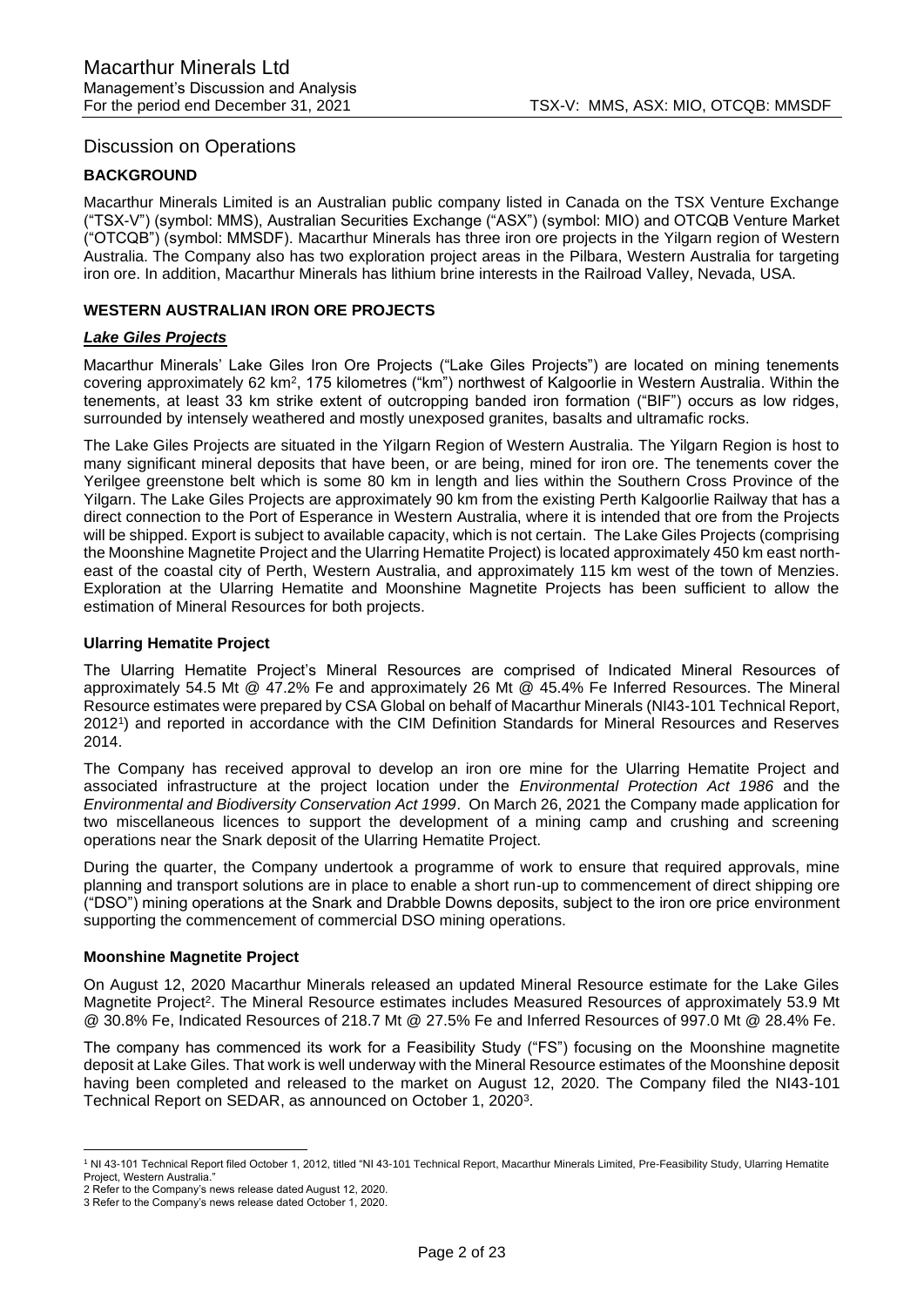## Discussion on Operations

### BACKGROUND

Macarthur Minerals Limited is an Australian public company listed in Canada on the TSX Venture Exchange ("TSX-V") (symbol: MMS), Australian Securities Exchange ("ASX") (symbol: MIO) and OTCQB Venture Market ("OTCQB") (symbol: MMSDF). Macarthur Minerals has three iron ore projects in the Yilgarn region of Western Australia. The Company also has two exploration project areas in the Pilbara, Western Australia for targeting iron ore. In addition, Macarthur Minerals has lithium brine interests in the Railroad Valley, Nevada, USA.

### WESTERN AUSTRALIAN IRON ORE PROJECTS

#### ***Lake Giles Projects***

Macarthur Minerals' Lake Giles Iron Ore Projects ("Lake Giles Projects") are located on mining tenements covering approximately 62 km$^2$, 175 kilometres ("km") northwest of Kalgoorlie in Western Australia. Within the tenements, at least 33 km strike extent of outcropping banded iron formation ("BIF") occurs as low ridges, surrounded by intensely weathered and mostly unexposed granites, basalts and ultramafic rocks.

The Lake Giles Projects are situated in the Yilgarn Region of Western Australia. The Yilgarn Region is host to many significant mineral deposits that have been, or are being, mined for iron ore. The tenements cover the Yerilgee greenstone belt which is some 80 km in length and lies within the Southern Cross Province of the Yilgarn. The Lake Giles Projects are approximately 90 km from the existing Perth Kalgoorlie Railway that has a direct connection to the Port of Esperance in Western Australia, where it is intended that ore from the Projects will be shipped. Export is subject to available capacity, which is not certain. The Lake Giles Projects (comprising the Moonshine Magnetite Project and the Ularring Hematite Project) is located approximately 450 km east north-east of the coastal city of Perth, Western Australia, and approximately 115 km west of the town of Menzies. Exploration at the Ularring Hematite and Moonshine Magnetite Projects has been sufficient to allow the estimation of Mineral Resources for both projects.

#### Ularring Hematite Project

The Ularring Hematite Project's Mineral Resources are comprised of Indicated Mineral Resources of approximately 54.5 Mt @ 47.2% Fe and approximately 26 Mt @ 45.4% Fe Inferred Resources. The Mineral Resource estimates were prepared by CSA Global on behalf of Macarthur Minerals (NI43-101 Technical Report, 2012[1]) and reported in accordance with the CIM Definition Standards for Mineral Resources and Reserves 2014.

The Company has received approval to develop an iron ore mine for the Ularring Hematite Project and associated infrastructure at the project location under the *Environmental Protection Act 1986* and the *Environmental and Biodiversity Conservation Act 1999*. On March 26, 2021 the Company made application for two miscellaneous licences to support the development of a mining camp and crushing and screening operations near the Snark deposit of the Ularring Hematite Project.

During the quarter, the Company undertook a programme of work to ensure that required approvals, mine planning and transport solutions are in place to enable a short run-up to commencement of direct shipping ore ("DSO") mining operations at the Snark and Drabble Downs deposits, subject to the iron ore price environment supporting the commencement of commercial DSO mining operations.

#### Moonshine Magnetite Project

On August 12, 2020 Macarthur Minerals released an updated Mineral Resource estimate for the Lake Giles Magnetite Project[2]. The Mineral Resource estimates includes Measured Resources of approximately 53.9 Mt @ 30.8% Fe, Indicated Resources of 218.7 Mt @ 27.5% Fe and Inferred Resources of 997.0 Mt @ 28.4% Fe.

The company has commenced its work for a Feasibility Study ("FS") focusing on the Moonshine magnetite deposit at Lake Giles. That work is well underway with the Mineral Resource estimates of the Moonshine deposit having been completed and released to the market on August 12, 2020. The Company filed the NI43-101 Technical Report on SEDAR, as announced on October 1, 2020[3].

---

[1] NI 43-101 Technical Report filed October 1, 2012, titled "NI 43-101 Technical Report, Macarthur Minerals Limited, Pre-Feasibility Study, Ularring Hematite Project, Western Australia."

[2] Refer to the Company's news release dated August 12, 2020.

[3] Refer to the Company's news release dated October 1, 2020.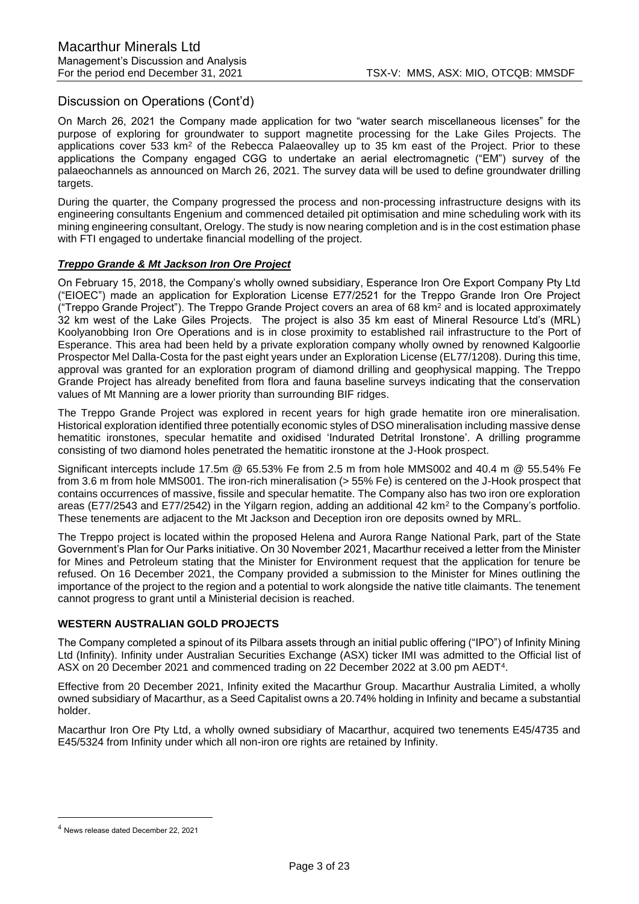## Discussion on Operations (Cont'd)

On March 26, 2021 the Company made application for two "water search miscellaneous licenses" for the purpose of exploring for groundwater to support magnetite processing for the Lake Giles Projects. The applications cover 533 km$^2$ of the Rebecca Palaeovalley up to 35 km east of the Project. Prior to these applications the Company engaged CGG to undertake an aerial electromagnetic ("EM") survey of the palaeochannels as announced on March 26, 2021. The survey data will be used to define groundwater drilling targets.

During the quarter, the Company progressed the process and non-processing infrastructure designs with its engineering consultants Engenium and commenced detailed pit optimisation and mine scheduling work with its mining engineering consultant, Orelogy. The study is now nearing completion and is in the cost estimation phase with FTI engaged to undertake financial modelling of the project.

***Treppo Grande & Mt Jackson Iron Ore Project***

On February 15, 2018, the Company's wholly owned subsidiary, Esperance Iron Ore Export Company Pty Ltd ("EIOEC") made an application for Exploration License E77/2521 for the Treppo Grande Iron Ore Project ("Treppo Grande Project"). The Treppo Grande Project covers an area of 68 km$^2$ and is located approximately 32 km west of the Lake Giles Projects. The project is also 35 km east of Mineral Resource Ltd's (MRL) Koolyanobbing Iron Ore Operations and is in close proximity to established rail infrastructure to the Port of Esperance. This area had been held by a private exploration company wholly owned by renowned Kalgoorlie Prospector Mel Dalla-Costa for the past eight years under an Exploration License (EL77/1208). During this time, approval was granted for an exploration program of diamond drilling and geophysical mapping. The Treppo Grande Project has already benefited from flora and fauna baseline surveys indicating that the conservation values of Mt Manning are a lower priority than surrounding BIF ridges.

The Treppo Grande Project was explored in recent years for high grade hematite iron ore mineralisation. Historical exploration identified three potentially economic styles of DSO mineralisation including massive dense hematitic ironstones, specular hematite and oxidised 'Indurated Detrital Ironstone'. A drilling programme consisting of two diamond holes penetrated the hematitic ironstone at the J-Hook prospect.

Significant intercepts include 17.5m @ 65.53% Fe from 2.5 m from hole MMS002 and 40.4 m @ 55.54% Fe from 3.6 m from hole MMS001. The iron-rich mineralisation (> 55% Fe) is centered on the J-Hook prospect that contains occurrences of massive, fissile and specular hematite. The Company also has two iron ore exploration areas (E77/2543 and E77/2542) in the Yilgarn region, adding an additional 42 km$^2$ to the Company's portfolio. These tenements are adjacent to the Mt Jackson and Deception iron ore deposits owned by MRL.

The Treppo project is located within the proposed Helena and Aurora Range National Park, part of the State Government's Plan for Our Parks initiative. On 30 November 2021, Macarthur received a letter from the Minister for Mines and Petroleum stating that the Minister for Environment request that the application for tenure be refused. On 16 December 2021, the Company provided a submission to the Minister for Mines outlining the importance of the project to the region and a potential to work alongside the native title claimants. The tenement cannot progress to grant until a Ministerial decision is reached.

### WESTERN AUSTRALIAN GOLD PROJECTS

The Company completed a spinout of its Pilbara assets through an initial public offering ("IPO") of Infinity Mining Ltd (Infinity). Infinity under Australian Securities Exchange (ASX) ticker IMI was admitted to the Official list of ASX on 20 December 2021 and commenced trading on 22 December 2022 at 3.00 pm AEDT[4].

Effective from 20 December 2021, Infinity exited the Macarthur Group. Macarthur Australia Limited, a wholly owned subsidiary of Macarthur, as a Seed Capitalist owns a 20.74% holding in Infinity and became a substantial holder.

Macarthur Iron Ore Pty Ltd, a wholly owned subsidiary of Macarthur, acquired two tenements E45/4735 and E45/5324 from Infinity under which all non-iron ore rights are retained by Infinity.

[4] News release dated December 22, 2021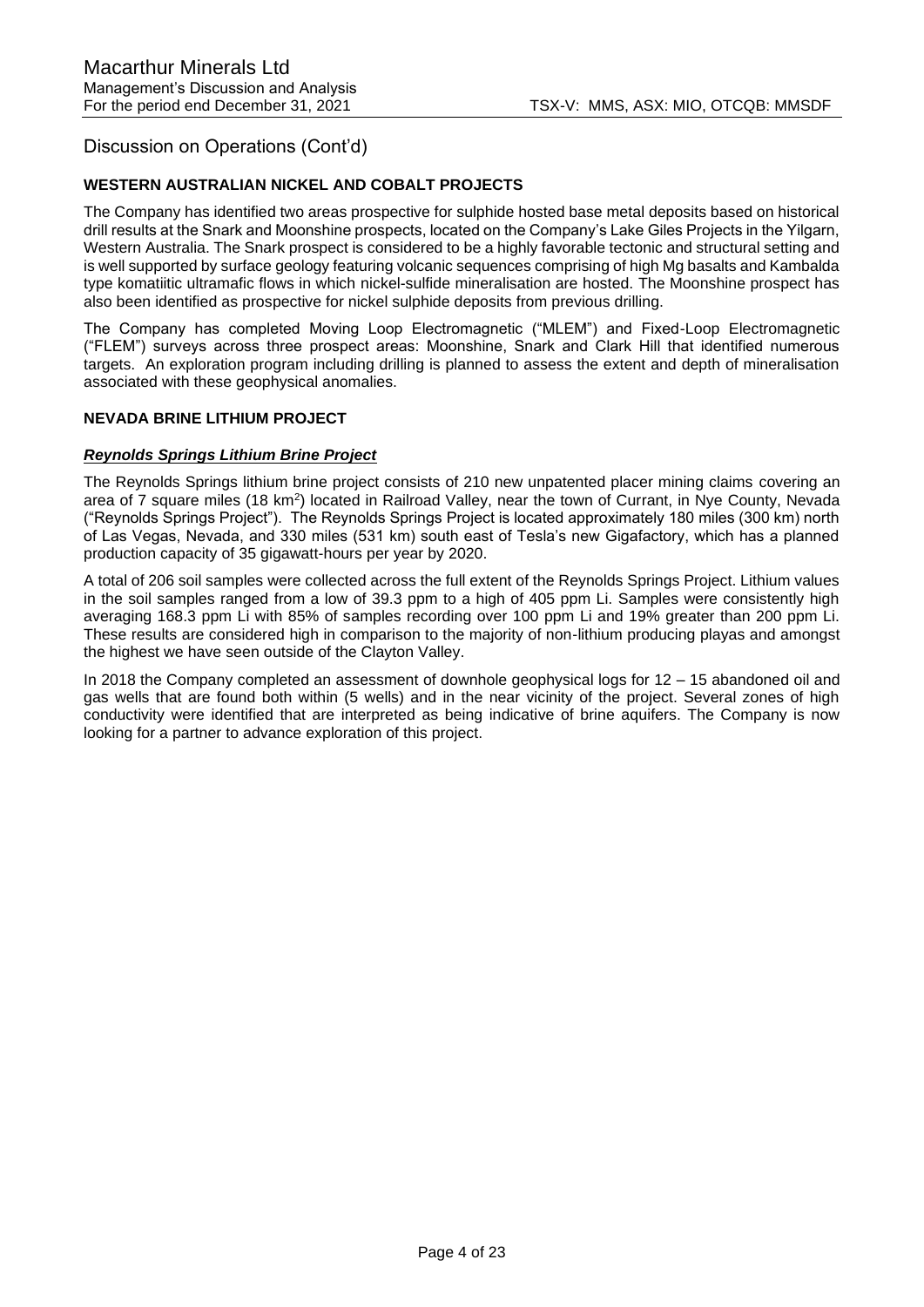## Discussion on Operations (Cont'd)

### WESTERN AUSTRALIAN NICKEL AND COBALT PROJECTS

The Company has identified two areas prospective for sulphide hosted base metal deposits based on historical drill results at the Snark and Moonshine prospects, located on the Company's Lake Giles Projects in the Yilgarn, Western Australia. The Snark prospect is considered to be a highly favorable tectonic and structural setting and is well supported by surface geology featuring volcanic sequences comprising of high Mg basalts and Kambalda type komatiitic ultramafic flows in which nickel-sulfide mineralisation are hosted. The Moonshine prospect has also been identified as prospective for nickel sulphide deposits from previous drilling.

The Company has completed Moving Loop Electromagnetic ("MLEM") and Fixed-Loop Electromagnetic ("FLEM") surveys across three prospect areas: Moonshine, Snark and Clark Hill that identified numerous targets. An exploration program including drilling is planned to assess the extent and depth of mineralisation associated with these geophysical anomalies.

### NEVADA BRINE LITHIUM PROJECT

#### ***Reynolds Springs Lithium Brine Project***

The Reynolds Springs lithium brine project consists of 210 new unpatented placer mining claims covering an area of 7 square miles (18 km$^2$) located in Railroad Valley, near the town of Currant, in Nye County, Nevada ("Reynolds Springs Project"). The Reynolds Springs Project is located approximately 180 miles (300 km) north of Las Vegas, Nevada, and 330 miles (531 km) south east of Tesla's new Gigafactory, which has a planned production capacity of 35 gigawatt-hours per year by 2020.

A total of 206 soil samples were collected across the full extent of the Reynolds Springs Project. Lithium values in the soil samples ranged from a low of 39.3 ppm to a high of 405 ppm Li. Samples were consistently high averaging 168.3 ppm Li with 85% of samples recording over 100 ppm Li and 19% greater than 200 ppm Li. These results are considered high in comparison to the majority of non-lithium producing playas and amongst the highest we have seen outside of the Clayton Valley.

In 2018 the Company completed an assessment of downhole geophysical logs for 12 – 15 abandoned oil and gas wells that are found both within (5 wells) and in the near vicinity of the project. Several zones of high conductivity were identified that are interpreted as being indicative of brine aquifers. The Company is now looking for a partner to advance exploration of this project.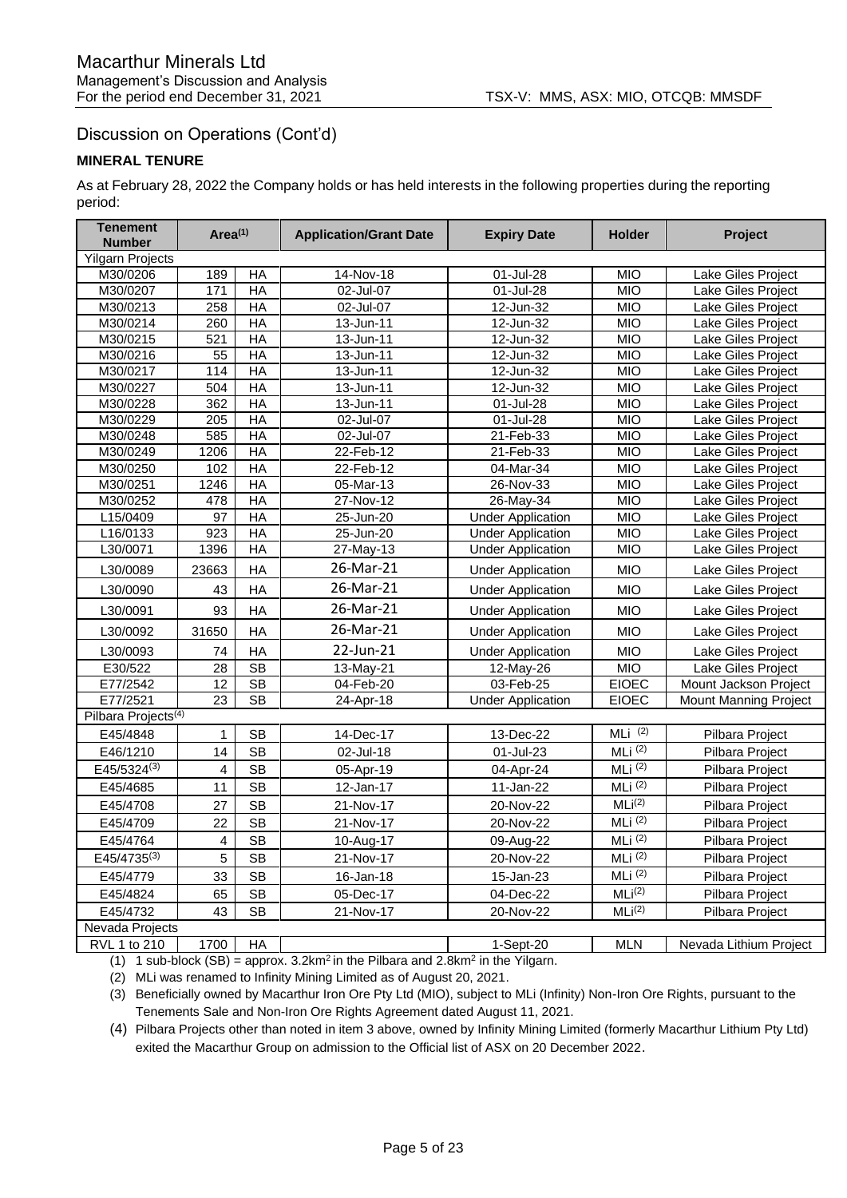## Discussion on Operations (Cont'd)

### MINERAL TENURE

As at February 28, 2022 the Company holds or has held interests in the following properties during the reporting period:

| Tenement Number | Area(1) | | Application/Grant Date | Expiry Date | Holder | Project |
|---|---|---|---|---|---|---|
| Yilgarn Projects | | | | | | |
| M30/0206 | 189 | HA | 14-Nov-18 | 01-Jul-28 | MIO | Lake Giles Project |
| M30/0207 | 171 | HA | 02-Jul-07 | 01-Jul-28 | MIO | Lake Giles Project |
| M30/0213 | 258 | HA | 02-Jul-07 | 12-Jun-32 | MIO | Lake Giles Project |
| M30/0214 | 260 | HA | 13-Jun-11 | 12-Jun-32 | MIO | Lake Giles Project |
| M30/0215 | 521 | HA | 13-Jun-11 | 12-Jun-32 | MIO | Lake Giles Project |
| M30/0216 | 55 | HA | 13-Jun-11 | 12-Jun-32 | MIO | Lake Giles Project |
| M30/0217 | 114 | HA | 13-Jun-11 | 12-Jun-32 | MIO | Lake Giles Project |
| M30/0227 | 504 | HA | 13-Jun-11 | 12-Jun-32 | MIO | Lake Giles Project |
| M30/0228 | 362 | HA | 13-Jun-11 | 01-Jul-28 | MIO | Lake Giles Project |
| M30/0229 | 205 | HA | 02-Jul-07 | 01-Jul-28 | MIO | Lake Giles Project |
| M30/0248 | 585 | HA | 02-Jul-07 | 21-Feb-33 | MIO | Lake Giles Project |
| M30/0249 | 1206 | HA | 22-Feb-12 | 21-Feb-33 | MIO | Lake Giles Project |
| M30/0250 | 102 | HA | 22-Feb-12 | 04-Mar-34 | MIO | Lake Giles Project |
| M30/0251 | 1246 | HA | 05-Mar-13 | 26-Nov-33 | MIO | Lake Giles Project |
| M30/0252 | 478 | HA | 27-Nov-12 | 26-May-34 | MIO | Lake Giles Project |
| L15/0409 | 97 | HA | 25-Jun-20 | Under Application | MIO | Lake Giles Project |
| L16/0133 | 923 | HA | 25-Jun-20 | Under Application | MIO | Lake Giles Project |
| L30/0071 | 1396 | HA | 27-May-13 | Under Application | MIO | Lake Giles Project |
| L30/0089 | 23663 | HA | 26-Mar-21 | Under Application | MIO | Lake Giles Project |
| L30/0090 | 43 | HA | 26-Mar-21 | Under Application | MIO | Lake Giles Project |
| L30/0091 | 93 | HA | 26-Mar-21 | Under Application | MIO | Lake Giles Project |
| L30/0092 | 31650 | HA | 26-Mar-21 | Under Application | MIO | Lake Giles Project |
| L30/0093 | 74 | HA | 22-Jun-21 | Under Application | MIO | Lake Giles Project |
| E30/522 | 28 | SB | 13-May-21 | 12-May-26 | MIO | Lake Giles Project |
| E77/2542 | 12 | SB | 04-Feb-20 | 03-Feb-25 | EIOEC | Mount Jackson Project |
| E77/2521 | 23 | SB | 24-Apr-18 | Under Application | EIOEC | Mount Manning Project |
| Pilbara Projects(4) | | | | | | |
| E45/4848 | 1 | SB | 14-Dec-17 | 13-Dec-22 | MLi (2) | Pilbara Project |
| E46/1210 | 14 | SB | 02-Jul-18 | 01-Jul-23 | MLi (2) | Pilbara Project |
| E45/5324(3) | 4 | SB | 05-Apr-19 | 04-Apr-24 | MLi (2) | Pilbara Project |
| E45/4685 | 11 | SB | 12-Jan-17 | 11-Jan-22 | MLi (2) | Pilbara Project |
| E45/4708 | 27 | SB | 21-Nov-17 | 20-Nov-22 | MLi(2) | Pilbara Project |
| E45/4709 | 22 | SB | 21-Nov-17 | 20-Nov-22 | MLi (2) | Pilbara Project |
| E45/4764 | 4 | SB | 10-Aug-17 | 09-Aug-22 | MLi (2) | Pilbara Project |
| E45/4735(3) | 5 | SB | 21-Nov-17 | 20-Nov-22 | MLi (2) | Pilbara Project |
| E45/4779 | 33 | SB | 16-Jan-18 | 15-Jan-23 | MLi (2) | Pilbara Project |
| E45/4824 | 65 | SB | 05-Dec-17 | 04-Dec-22 | MLi(2) | Pilbara Project |
| E45/4732 | 43 | SB | 21-Nov-17 | 20-Nov-22 | MLi(2) | Pilbara Project |
| Nevada Projects | | | | | | |
| RVL 1 to 210 | 1700 | HA | | 1-Sept-20 | MLN | Nevada Lithium Project |

(1) 1 sub-block (SB) = approx. 3.2km$^2$ in the Pilbara and 2.8km$^2$ in the Yilgarn.

(2) MLi was renamed to Infinity Mining Limited as of August 20, 2021.

(3) Beneficially owned by Macarthur Iron Ore Pty Ltd (MIO), subject to MLi (Infinity) Non-Iron Ore Rights, pursuant to the Tenements Sale and Non-Iron Ore Rights Agreement dated August 11, 2021.

(4) Pilbara Projects other than noted in item 3 above, owned by Infinity Mining Limited (formerly Macarthur Lithium Pty Ltd) exited the Macarthur Group on admission to the Official list of ASX on 20 December 2022.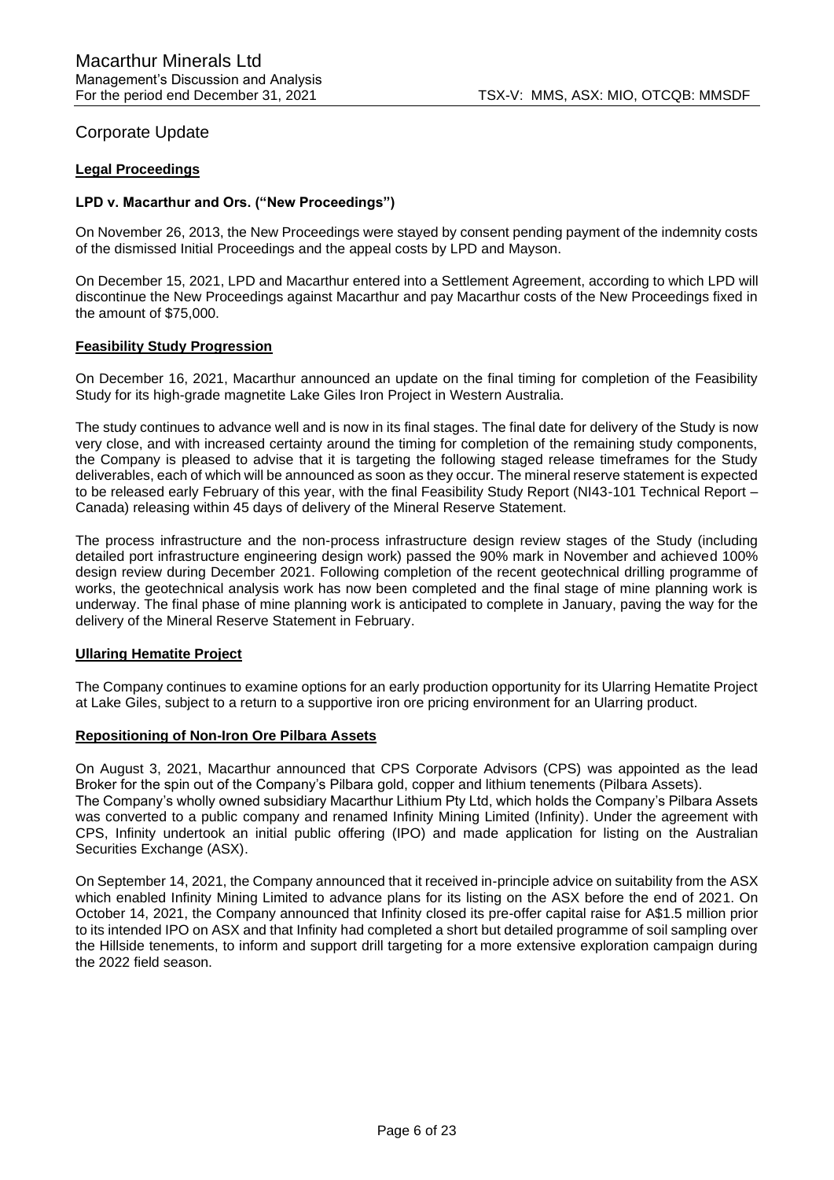# Corporate Update

## Legal Proceedings

### LPD v. Macarthur and Ors. ("New Proceedings")

On November 26, 2013, the New Proceedings were stayed by consent pending payment of the indemnity costs of the dismissed Initial Proceedings and the appeal costs by LPD and Mayson.

On December 15, 2021, LPD and Macarthur entered into a Settlement Agreement, according to which LPD will discontinue the New Proceedings against Macarthur and pay Macarthur costs of the New Proceedings fixed in the amount of $75,000.

## Feasibility Study Progression

On December 16, 2021, Macarthur announced an update on the final timing for completion of the Feasibility Study for its high-grade magnetite Lake Giles Iron Project in Western Australia.

The study continues to advance well and is now in its final stages. The final date for delivery of the Study is now very close, and with increased certainty around the timing for completion of the remaining study components, the Company is pleased to advise that it is targeting the following staged release timeframes for the Study deliverables, each of which will be announced as soon as they occur. The mineral reserve statement is expected to be released early February of this year, with the final Feasibility Study Report (NI43-101 Technical Report – Canada) releasing within 45 days of delivery of the Mineral Reserve Statement.

The process infrastructure and the non-process infrastructure design review stages of the Study (including detailed port infrastructure engineering design work) passed the 90% mark in November and achieved 100% design review during December 2021. Following completion of the recent geotechnical drilling programme of works, the geotechnical analysis work has now been completed and the final stage of mine planning work is underway. The final phase of mine planning work is anticipated to complete in January, paving the way for the delivery of the Mineral Reserve Statement in February.

## Ullaring Hematite Project

The Company continues to examine options for an early production opportunity for its Ularring Hematite Project at Lake Giles, subject to a return to a supportive iron ore pricing environment for an Ularring product.

## Repositioning of Non-Iron Ore Pilbara Assets

On August 3, 2021, Macarthur announced that CPS Corporate Advisors (CPS) was appointed as the lead Broker for the spin out of the Company's Pilbara gold, copper and lithium tenements (Pilbara Assets).
The Company's wholly owned subsidiary Macarthur Lithium Pty Ltd, which holds the Company's Pilbara Assets was converted to a public company and renamed Infinity Mining Limited (Infinity). Under the agreement with CPS, Infinity undertook an initial public offering (IPO) and made application for listing on the Australian Securities Exchange (ASX).

On September 14, 2021, the Company announced that it received in-principle advice on suitability from the ASX which enabled Infinity Mining Limited to advance plans for its listing on the ASX before the end of 2021. On October 14, 2021, the Company announced that Infinity closed its pre-offer capital raise for A$1.5 million prior to its intended IPO on ASX and that Infinity had completed a short but detailed programme of soil sampling over the Hillside tenements, to inform and support drill targeting for a more extensive exploration campaign during the 2022 field season.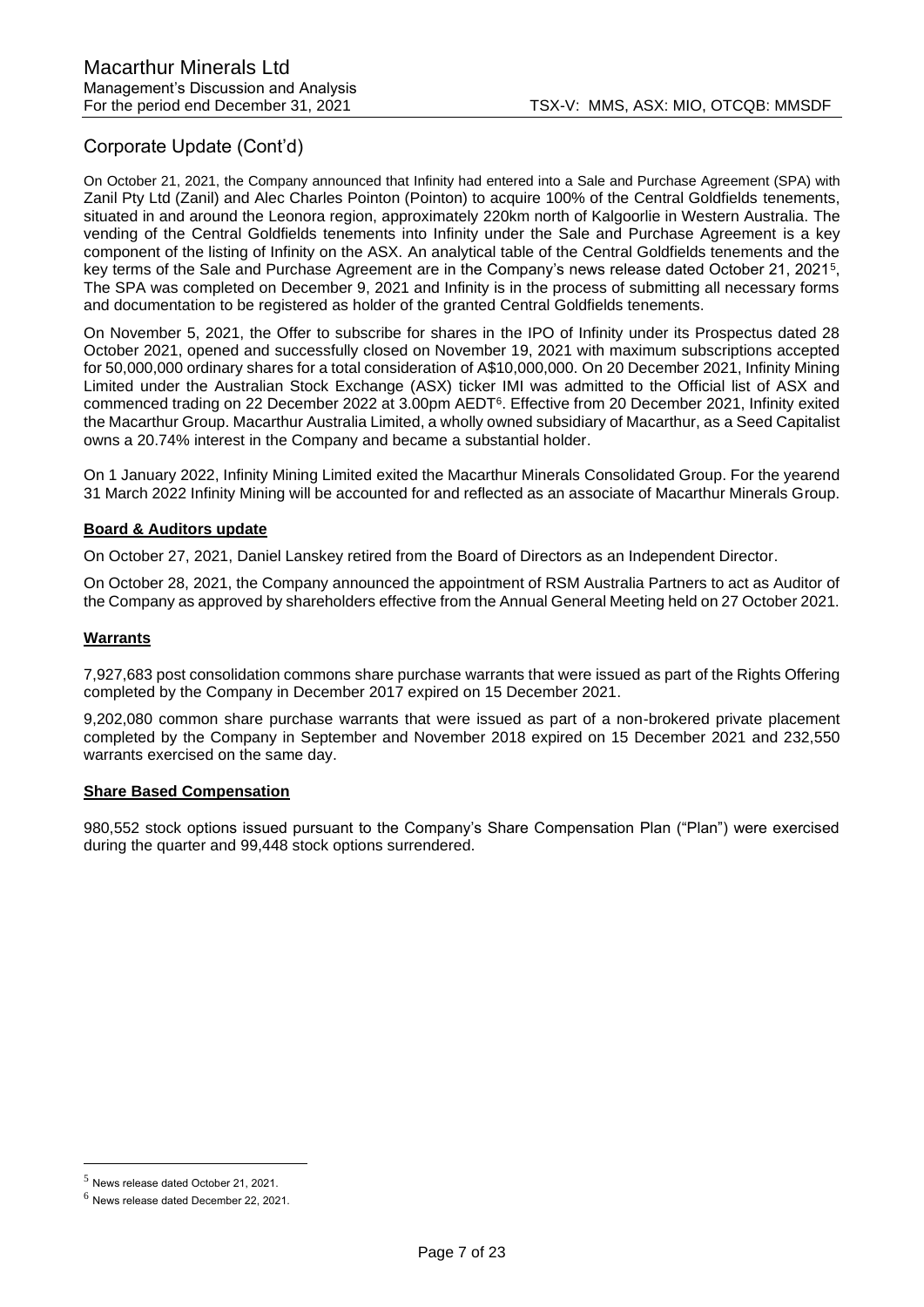## Corporate Update (Cont'd)

On October 21, 2021, the Company announced that Infinity had entered into a Sale and Purchase Agreement (SPA) with Zanil Pty Ltd (Zanil) and Alec Charles Pointon (Pointon) to acquire 100% of the Central Goldfields tenements, situated in and around the Leonora region, approximately 220km north of Kalgoorlie in Western Australia. The vending of the Central Goldfields tenements into Infinity under the Sale and Purchase Agreement is a key component of the listing of Infinity on the ASX. An analytical table of the Central Goldfields tenements and the key terms of the Sale and Purchase Agreement are in the Company's news release dated October 21, 2021[5], The SPA was completed on December 9, 2021 and Infinity is in the process of submitting all necessary forms and documentation to be registered as holder of the granted Central Goldfields tenements.

On November 5, 2021, the Offer to subscribe for shares in the IPO of Infinity under its Prospectus dated 28 October 2021, opened and successfully closed on November 19, 2021 with maximum subscriptions accepted for 50,000,000 ordinary shares for a total consideration of A$10,000,000. On 20 December 2021, Infinity Mining Limited under the Australian Stock Exchange (ASX) ticker IMI was admitted to the Official list of ASX and commenced trading on 22 December 2022 at 3.00pm AEDT[6]. Effective from 20 December 2021, Infinity exited the Macarthur Group. Macarthur Australia Limited, a wholly owned subsidiary of Macarthur, as a Seed Capitalist owns a 20.74% interest in the Company and became a substantial holder.

On 1 January 2022, Infinity Mining Limited exited the Macarthur Minerals Consolidated Group. For the yearend 31 March 2022 Infinity Mining will be accounted for and reflected as an associate of Macarthur Minerals Group.

**Board & Auditors update**

On October 27, 2021, Daniel Lanskey retired from the Board of Directors as an Independent Director.

On October 28, 2021, the Company announced the appointment of RSM Australia Partners to act as Auditor of the Company as approved by shareholders effective from the Annual General Meeting held on 27 October 2021.

**Warrants**

7,927,683 post consolidation commons share purchase warrants that were issued as part of the Rights Offering completed by the Company in December 2017 expired on 15 December 2021.

9,202,080 common share purchase warrants that were issued as part of a non-brokered private placement completed by the Company in September and November 2018 expired on 15 December 2021 and 232,550 warrants exercised on the same day.

**Share Based Compensation**

980,552 stock options issued pursuant to the Company's Share Compensation Plan ("Plan") were exercised during the quarter and 99,448 stock options surrendered.

[5] News release dated October 21, 2021.

[6] News release dated December 22, 2021.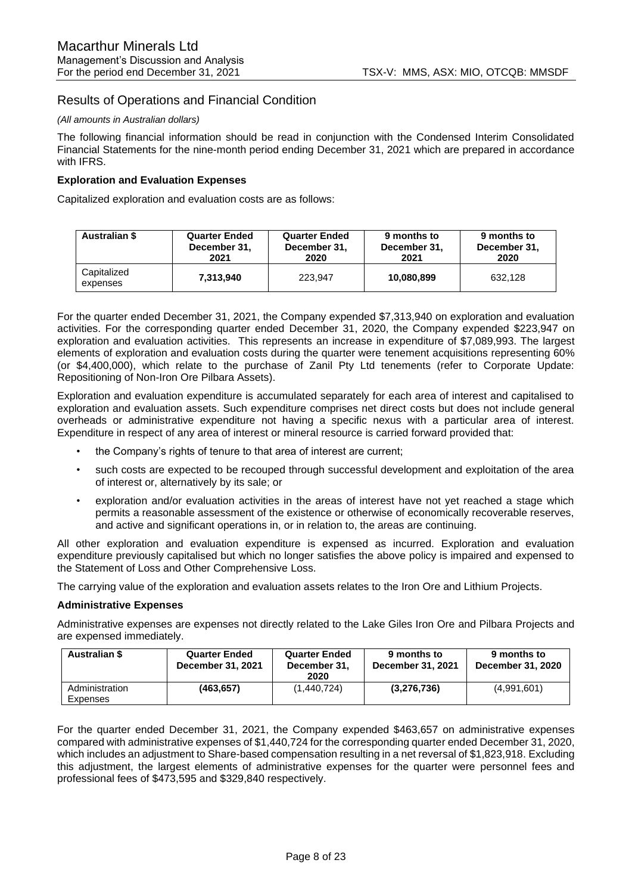## Results of Operations and Financial Condition

*(All amounts in Australian dollars)*

The following financial information should be read in conjunction with the Condensed Interim Consolidated Financial Statements for the nine-month period ending December 31, 2021 which are prepared in accordance with IFRS.

**Exploration and Evaluation Expenses**

Capitalized exploration and evaluation costs are as follows:

| Australian $ | Quarter Ended December 31, 2021 | Quarter Ended December 31, 2020 | 9 months to December 31, 2021 | 9 months to December 31, 2020 |
|---|---|---|---|---|
| Capitalized expenses | **7,313,940** | 223,947 | **10,080,899** | 632,128 |

For the quarter ended December 31, 2021, the Company expended $7,313,940 on exploration and evaluation activities. For the corresponding quarter ended December 31, 2020, the Company expended $223,947 on exploration and evaluation activities. This represents an increase in expenditure of $7,089,993. The largest elements of exploration and evaluation costs during the quarter were tenement acquisitions representing 60% (or $4,400,000), which relate to the purchase of Zanil Pty Ltd tenements (refer to Corporate Update: Repositioning of Non-Iron Ore Pilbara Assets).

Exploration and evaluation expenditure is accumulated separately for each area of interest and capitalised to exploration and evaluation assets. Such expenditure comprises net direct costs but does not include general overheads or administrative expenditure not having a specific nexus with a particular area of interest. Expenditure in respect of any area of interest or mineral resource is carried forward provided that:

- the Company's rights of tenure to that area of interest are current;
- such costs are expected to be recouped through successful development and exploitation of the area of interest or, alternatively by its sale; or
- exploration and/or evaluation activities in the areas of interest have not yet reached a stage which permits a reasonable assessment of the existence or otherwise of economically recoverable reserves, and active and significant operations in, or in relation to, the areas are continuing.

All other exploration and evaluation expenditure is expensed as incurred. Exploration and evaluation expenditure previously capitalised but which no longer satisfies the above policy is impaired and expensed to the Statement of Loss and Other Comprehensive Loss.

The carrying value of the exploration and evaluation assets relates to the Iron Ore and Lithium Projects.

**Administrative Expenses**

Administrative expenses are expenses not directly related to the Lake Giles Iron Ore and Pilbara Projects and are expensed immediately.

| Australian $ | Quarter Ended December 31, 2021 | Quarter Ended December 31, 2020 | 9 months to December 31, 2021 | 9 months to December 31, 2020 |
|---|---|---|---|---|
| Administration Expenses | **(463,657)** | (1,440,724) | **(3,276,736)** | (4,991,601) |

For the quarter ended December 31, 2021, the Company expended $463,657 on administrative expenses compared with administrative expenses of $1,440,724 for the corresponding quarter ended December 31, 2020, which includes an adjustment to Share-based compensation resulting in a net reversal of $1,823,918. Excluding this adjustment, the largest elements of administrative expenses for the quarter were personnel fees and professional fees of $473,595 and $329,840 respectively.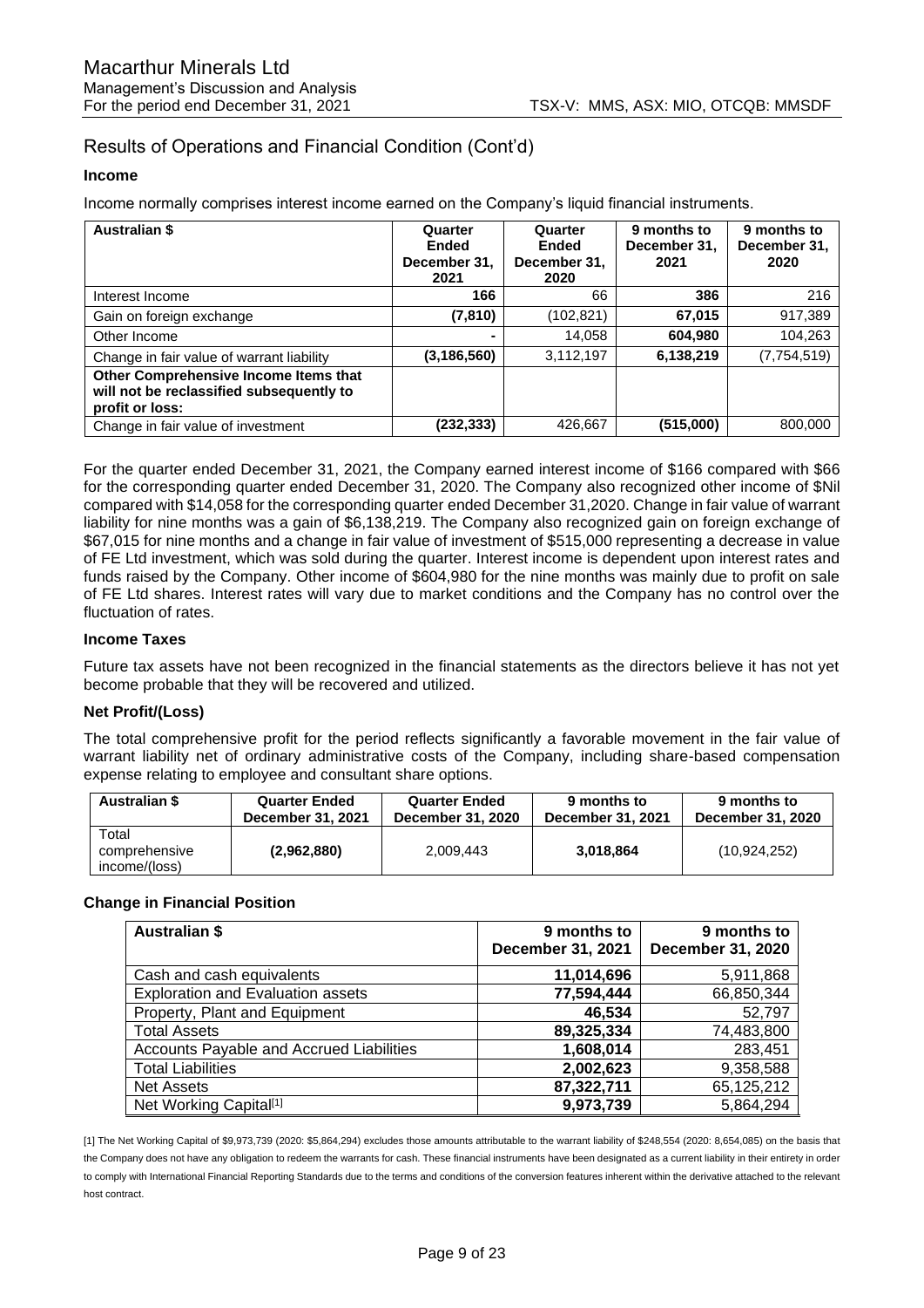## Results of Operations and Financial Condition (Cont'd)

### Income

Income normally comprises interest income earned on the Company's liquid financial instruments.

| Australian $ | Quarter Ended December 31, 2021 | Quarter Ended December 31, 2020 | 9 months to December 31, 2021 | 9 months to December 31, 2020 |
|---|---|---|---|---|
| Interest Income | **166** | 66 | **386** | 216 |
| Gain on foreign exchange | **(7,810)** | (102,821) | **67,015** | 917,389 |
| Other Income | **-** | 14,058 | **604,980** | 104,263 |
| Change in fair value of warrant liability | **(3,186,560)** | 3,112,197 | **6,138,219** | (7,754,519) |
| **Other Comprehensive Income Items that will not be reclassified subsequently to profit or loss:** | | | | |
| Change in fair value of investment | **(232,333)** | 426,667 | **(515,000)** | 800,000 |

For the quarter ended December 31, 2021, the Company earned interest income of $166 compared with $66 for the corresponding quarter ended December 31, 2020. The Company also recognized other income of $Nil compared with $14,058 for the corresponding quarter ended December 31,2020. Change in fair value of warrant liability for nine months was a gain of $6,138,219. The Company also recognized gain on foreign exchange of $67,015 for nine months and a change in fair value of investment of $515,000 representing a decrease in value of FE Ltd investment, which was sold during the quarter. Interest income is dependent upon interest rates and funds raised by the Company. Other income of $604,980 for the nine months was mainly due to profit on sale of FE Ltd shares. Interest rates will vary due to market conditions and the Company has no control over the fluctuation of rates.

### Income Taxes

Future tax assets have not been recognized in the financial statements as the directors believe it has not yet become probable that they will be recovered and utilized.

### Net Profit/(Loss)

The total comprehensive profit for the period reflects significantly a favorable movement in the fair value of warrant liability net of ordinary administrative costs of the Company, including share-based compensation expense relating to employee and consultant share options.

| Australian $ | Quarter Ended December 31, 2021 | Quarter Ended December 31, 2020 | 9 months to December 31, 2021 | 9 months to December 31, 2020 |
|---|---|---|---|---|
| Total comprehensive income/(loss) | **(2,962,880)** | 2,009,443 | **3,018,864** | (10,924,252) |

### Change in Financial Position

| Australian $ | 9 months to December 31, 2021 | 9 months to December 31, 2020 |
|---|---|---|
| Cash and cash equivalents | **11,014,696** | 5,911,868 |
| Exploration and Evaluation assets | **77,594,444** | 66,850,344 |
| Property, Plant and Equipment | **46,534** | 52,797 |
| Total Assets | **89,325,334** | 74,483,800 |
| Accounts Payable and Accrued Liabilities | **1,608,014** | 283,451 |
| Total Liabilities | **2,002,623** | 9,358,588 |
| Net Assets | **87,322,711** | 65,125,212 |
| Net Working Capital[1] | **9,973,739** | 5,864,294 |

[1] The Net Working Capital of $9,973,739 (2020: $5,864,294) excludes those amounts attributable to the warrant liability of $248,554 (2020: 8,654,085) on the basis that the Company does not have any obligation to redeem the warrants for cash. These financial instruments have been designated as a current liability in their entirety in order to comply with International Financial Reporting Standards due to the terms and conditions of the conversion features inherent within the derivative attached to the relevant host contract.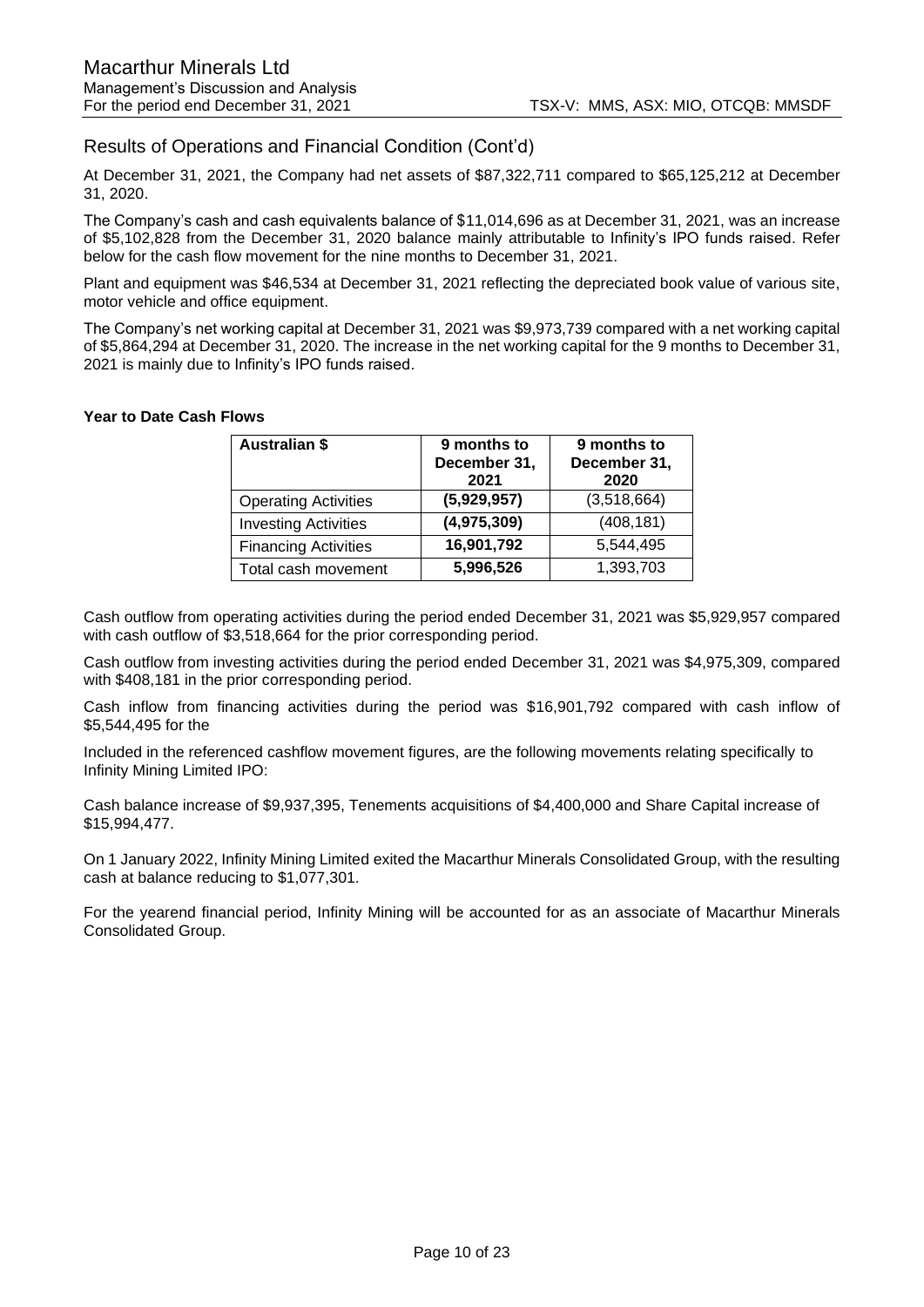## Results of Operations and Financial Condition (Cont'd)

At December 31, 2021, the Company had net assets of $87,322,711 compared to $65,125,212 at December 31, 2020.

The Company's cash and cash equivalents balance of $11,014,696 as at December 31, 2021, was an increase of $5,102,828 from the December 31, 2020 balance mainly attributable to Infinity's IPO funds raised. Refer below for the cash flow movement for the nine months to December 31, 2021.

Plant and equipment was $46,534 at December 31, 2021 reflecting the depreciated book value of various site, motor vehicle and office equipment.

The Company's net working capital at December 31, 2021 was $9,973,739 compared with a net working capital of $5,864,294 at December 31, 2020. The increase in the net working capital for the 9 months to December 31, 2021 is mainly due to Infinity's IPO funds raised.

**Year to Date Cash Flows**

| Australian $ | 9 months to December 31, 2021 | 9 months to December 31, 2020 |
|---|---|---|
| Operating Activities | **(5,929,957)** | (3,518,664) |
| Investing Activities | **(4,975,309)** | (408,181) |
| Financing Activities | **16,901,792** | 5,544,495 |
| Total cash movement | **5,996,526** | 1,393,703 |

Cash outflow from operating activities during the period ended December 31, 2021 was $5,929,957 compared with cash outflow of $3,518,664 for the prior corresponding period.

Cash outflow from investing activities during the period ended December 31, 2021 was $4,975,309, compared with $408,181 in the prior corresponding period.

Cash inflow from financing activities during the period was $16,901,792 compared with cash inflow of $5,544,495 for the

Included in the referenced cashflow movement figures, are the following movements relating specifically to Infinity Mining Limited IPO:

Cash balance increase of $9,937,395, Tenements acquisitions of $4,400,000 and Share Capital increase of $15,994,477.

On 1 January 2022, Infinity Mining Limited exited the Macarthur Minerals Consolidated Group, with the resulting cash at balance reducing to $1,077,301.

For the yearend financial period, Infinity Mining will be accounted for as an associate of Macarthur Minerals Consolidated Group.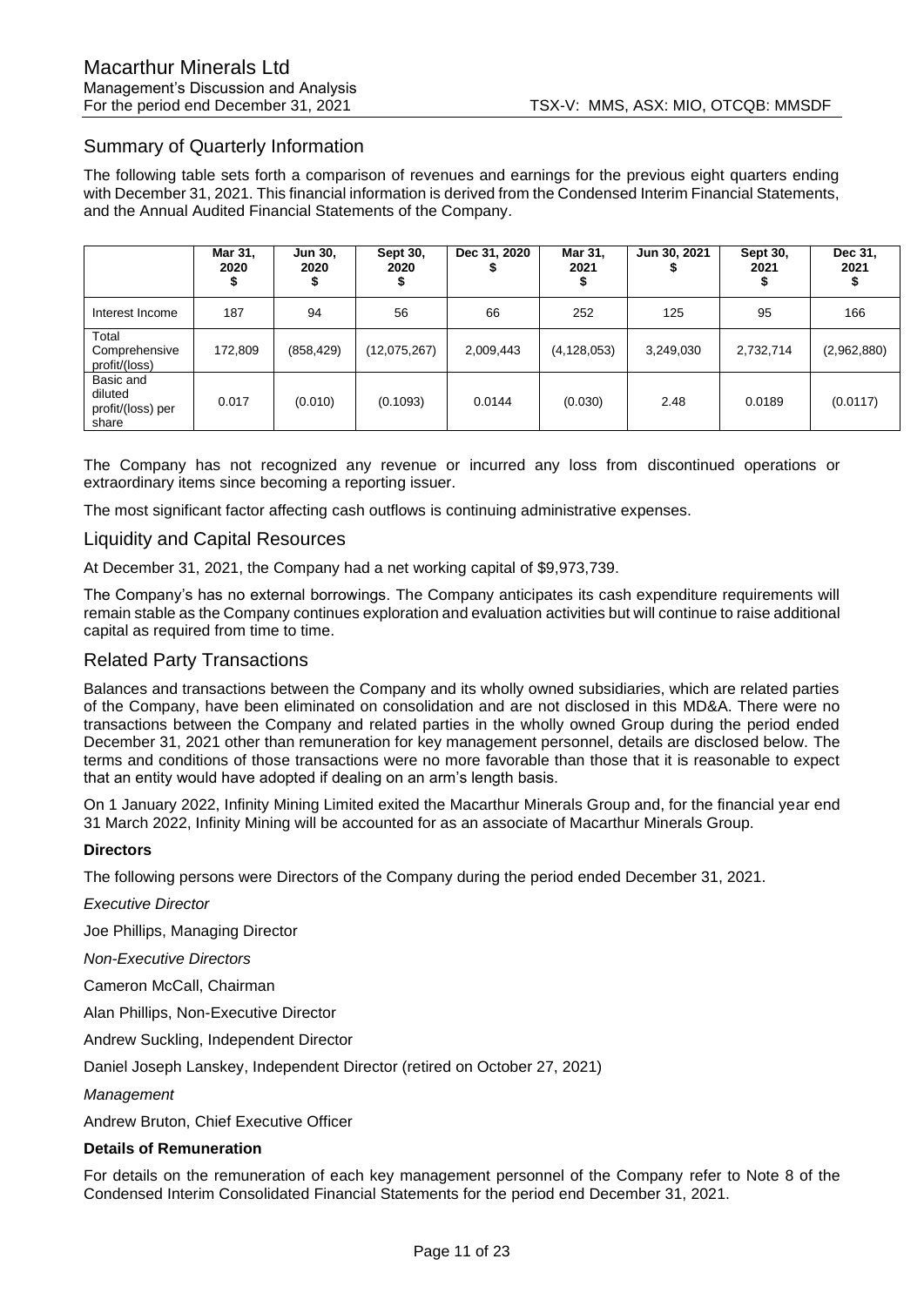## Summary of Quarterly Information

The following table sets forth a comparison of revenues and earnings for the previous eight quarters ending with December 31, 2021. This financial information is derived from the Condensed Interim Financial Statements, and the Annual Audited Financial Statements of the Company.

| | Mar 31, 2020 $ | Jun 30, 2020 $ | Sept 30, 2020 $ | Dec 31, 2020 $ | Mar 31, 2021 $ | Jun 30, 2021 $ | Sept 30, 2021 $ | Dec 31, 2021 $ |
|---|---|---|---|---|---|---|---|---|
| Interest Income | 187 | 94 | 56 | 66 | 252 | 125 | 95 | 166 |
| Total Comprehensive profit/(loss) | 172,809 | (858,429) | (12,075,267) | 2,009,443 | (4,128,053) | 3,249,030 | 2,732,714 | (2,962,880) |
| Basic and diluted profit/(loss) per share | 0.017 | (0.010) | (0.1093) | 0.0144 | (0.030) | 2.48 | 0.0189 | (0.0117) |

The Company has not recognized any revenue or incurred any loss from discontinued operations or extraordinary items since becoming a reporting issuer.

The most significant factor affecting cash outflows is continuing administrative expenses.

## Liquidity and Capital Resources

At December 31, 2021, the Company had a net working capital of $9,973,739.

The Company's has no external borrowings. The Company anticipates its cash expenditure requirements will remain stable as the Company continues exploration and evaluation activities but will continue to raise additional capital as required from time to time.

## Related Party Transactions

Balances and transactions between the Company and its wholly owned subsidiaries, which are related parties of the Company, have been eliminated on consolidation and are not disclosed in this MD&A. There were no transactions between the Company and related parties in the wholly owned Group during the period ended December 31, 2021 other than remuneration for key management personnel, details are disclosed below. The terms and conditions of those transactions were no more favorable than those that it is reasonable to expect that an entity would have adopted if dealing on an arm's length basis.

On 1 January 2022, Infinity Mining Limited exited the Macarthur Minerals Group and, for the financial year end 31 March 2022, Infinity Mining will be accounted for as an associate of Macarthur Minerals Group.

**Directors**

The following persons were Directors of the Company during the period ended December 31, 2021.

*Executive Director*

Joe Phillips, Managing Director

*Non-Executive Directors*

Cameron McCall, Chairman

Alan Phillips, Non-Executive Director

Andrew Suckling, Independent Director

Daniel Joseph Lanskey, Independent Director (retired on October 27, 2021)

*Management*

Andrew Bruton, Chief Executive Officer

**Details of Remuneration**

For details on the remuneration of each key management personnel of the Company refer to Note 8 of the Condensed Interim Consolidated Financial Statements for the period end December 31, 2021.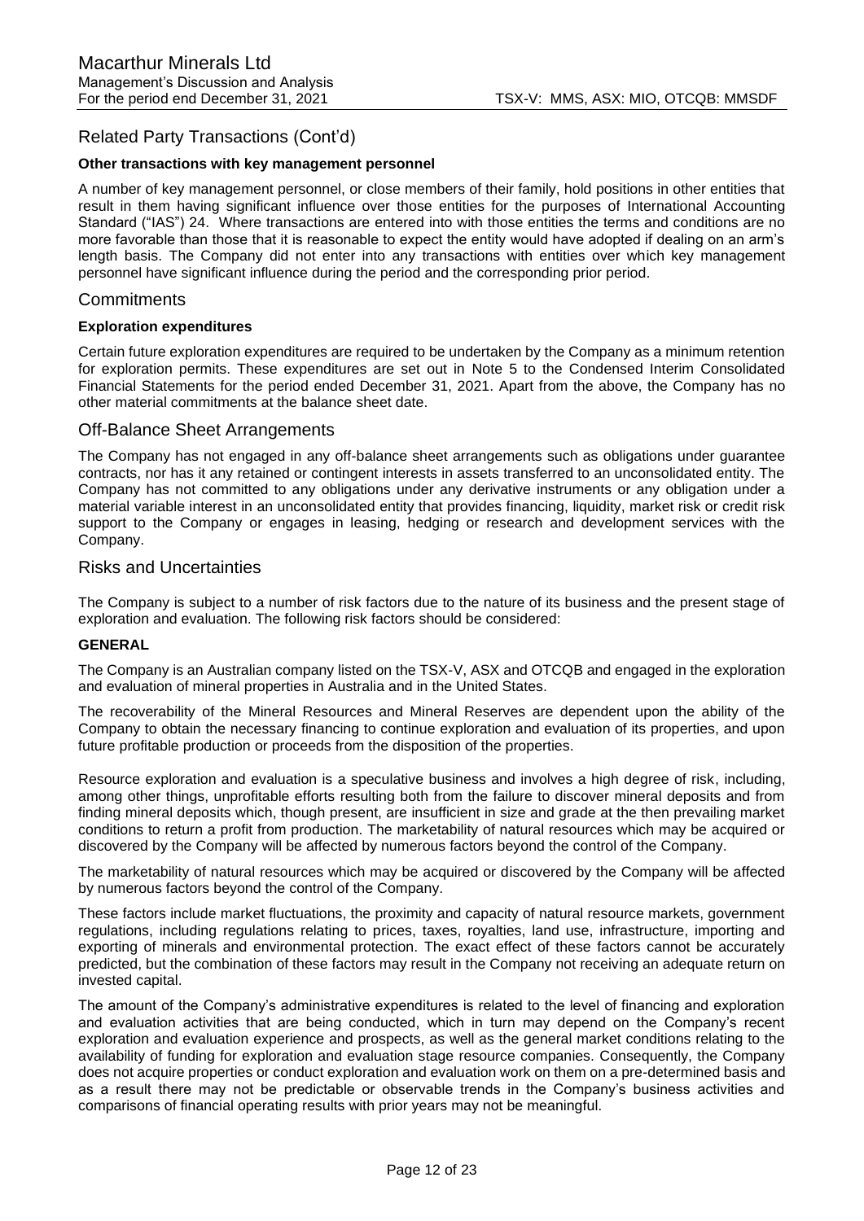## Related Party Transactions (Cont'd)

**Other transactions with key management personnel**

A number of key management personnel, or close members of their family, hold positions in other entities that result in them having significant influence over those entities for the purposes of International Accounting Standard ("IAS") 24. Where transactions are entered into with those entities the terms and conditions are no more favorable than those that it is reasonable to expect the entity would have adopted if dealing on an arm's length basis. The Company did not enter into any transactions with entities over which key management personnel have significant influence during the period and the corresponding prior period.

## Commitments

**Exploration expenditures**

Certain future exploration expenditures are required to be undertaken by the Company as a minimum retention for exploration permits. These expenditures are set out in Note 5 to the Condensed Interim Consolidated Financial Statements for the period ended December 31, 2021. Apart from the above, the Company has no other material commitments at the balance sheet date.

## Off-Balance Sheet Arrangements

The Company has not engaged in any off-balance sheet arrangements such as obligations under guarantee contracts, nor has it any retained or contingent interests in assets transferred to an unconsolidated entity. The Company has not committed to any obligations under any derivative instruments or any obligation under a material variable interest in an unconsolidated entity that provides financing, liquidity, market risk or credit risk support to the Company or engages in leasing, hedging or research and development services with the Company.

## Risks and Uncertainties

The Company is subject to a number of risk factors due to the nature of its business and the present stage of exploration and evaluation. The following risk factors should be considered:

**GENERAL**

The Company is an Australian company listed on the TSX-V, ASX and OTCQB and engaged in the exploration and evaluation of mineral properties in Australia and in the United States.

The recoverability of the Mineral Resources and Mineral Reserves are dependent upon the ability of the Company to obtain the necessary financing to continue exploration and evaluation of its properties, and upon future profitable production or proceeds from the disposition of the properties.

Resource exploration and evaluation is a speculative business and involves a high degree of risk, including, among other things, unprofitable efforts resulting both from the failure to discover mineral deposits and from finding mineral deposits which, though present, are insufficient in size and grade at the then prevailing market conditions to return a profit from production. The marketability of natural resources which may be acquired or discovered by the Company will be affected by numerous factors beyond the control of the Company.

The marketability of natural resources which may be acquired or discovered by the Company will be affected by numerous factors beyond the control of the Company.

These factors include market fluctuations, the proximity and capacity of natural resource markets, government regulations, including regulations relating to prices, taxes, royalties, land use, infrastructure, importing and exporting of minerals and environmental protection. The exact effect of these factors cannot be accurately predicted, but the combination of these factors may result in the Company not receiving an adequate return on invested capital.

The amount of the Company's administrative expenditures is related to the level of financing and exploration and evaluation activities that are being conducted, which in turn may depend on the Company's recent exploration and evaluation experience and prospects, as well as the general market conditions relating to the availability of funding for exploration and evaluation stage resource companies. Consequently, the Company does not acquire properties or conduct exploration and evaluation work on them on a pre-determined basis and as a result there may not be predictable or observable trends in the Company's business activities and comparisons of financial operating results with prior years may not be meaningful.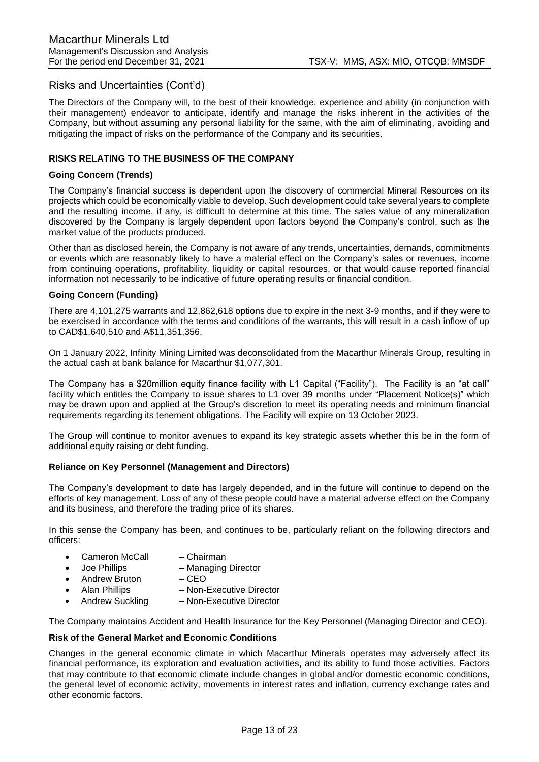## Risks and Uncertainties (Cont'd)

The Directors of the Company will, to the best of their knowledge, experience and ability (in conjunction with their management) endeavor to anticipate, identify and manage the risks inherent in the activities of the Company, but without assuming any personal liability for the same, with the aim of eliminating, avoiding and mitigating the impact of risks on the performance of the Company and its securities.

### RISKS RELATING TO THE BUSINESS OF THE COMPANY

#### Going Concern (Trends)

The Company's financial success is dependent upon the discovery of commercial Mineral Resources on its projects which could be economically viable to develop. Such development could take several years to complete and the resulting income, if any, is difficult to determine at this time. The sales value of any mineralization discovered by the Company is largely dependent upon factors beyond the Company's control, such as the market value of the products produced.

Other than as disclosed herein, the Company is not aware of any trends, uncertainties, demands, commitments or events which are reasonably likely to have a material effect on the Company's sales or revenues, income from continuing operations, profitability, liquidity or capital resources, or that would cause reported financial information not necessarily to be indicative of future operating results or financial condition.

#### Going Concern (Funding)

There are 4,101,275 warrants and 12,862,618 options due to expire in the next 3-9 months, and if they were to be exercised in accordance with the terms and conditions of the warrants, this will result in a cash inflow of up to CAD$1,640,510 and A$11,351,356.

On 1 January 2022, Infinity Mining Limited was deconsolidated from the Macarthur Minerals Group, resulting in the actual cash at bank balance for Macarthur $1,077,301.

The Company has a $20million equity finance facility with L1 Capital ("Facility"). The Facility is an "at call" facility which entitles the Company to issue shares to L1 over 39 months under "Placement Notice(s)" which may be drawn upon and applied at the Group's discretion to meet its operating needs and minimum financial requirements regarding its tenement obligations. The Facility will expire on 13 October 2023.

The Group will continue to monitor avenues to expand its key strategic assets whether this be in the form of additional equity raising or debt funding.

#### Reliance on Key Personnel (Management and Directors)

The Company's development to date has largely depended, and in the future will continue to depend on the efforts of key management. Loss of any of these people could have a material adverse effect on the Company and its business, and therefore the trading price of its shares.

In this sense the Company has been, and continues to be, particularly reliant on the following directors and officers:

- Cameron McCall – Chairman
- Joe Phillips – Managing Director
- Andrew Bruton – CEO
- Alan Phillips – Non-Executive Director
- Andrew Suckling – Non-Executive Director

The Company maintains Accident and Health Insurance for the Key Personnel (Managing Director and CEO).

#### Risk of the General Market and Economic Conditions

Changes in the general economic climate in which Macarthur Minerals operates may adversely affect its financial performance, its exploration and evaluation activities, and its ability to fund those activities. Factors that may contribute to that economic climate include changes in global and/or domestic economic conditions, the general level of economic activity, movements in interest rates and inflation, currency exchange rates and other economic factors.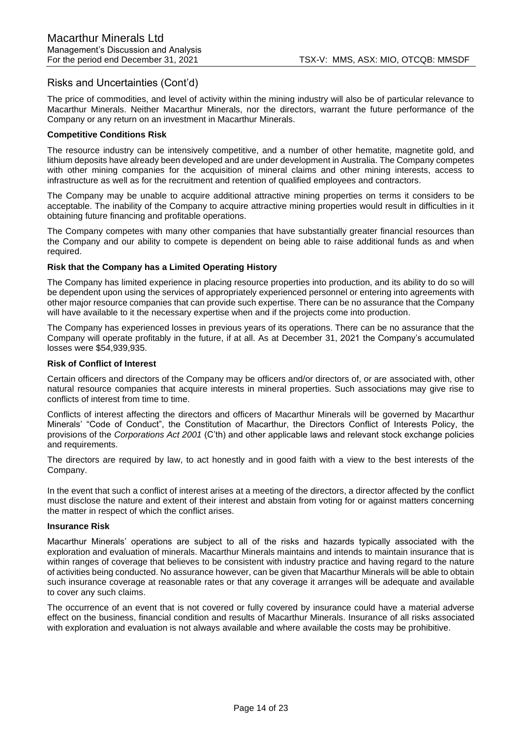## Risks and Uncertainties (Cont'd)

The price of commodities, and level of activity within the mining industry will also be of particular relevance to Macarthur Minerals. Neither Macarthur Minerals, nor the directors, warrant the future performance of the Company or any return on an investment in Macarthur Minerals.

**Competitive Conditions Risk**

The resource industry can be intensively competitive, and a number of other hematite, magnetite gold, and lithium deposits have already been developed and are under development in Australia. The Company competes with other mining companies for the acquisition of mineral claims and other mining interests, access to infrastructure as well as for the recruitment and retention of qualified employees and contractors.

The Company may be unable to acquire additional attractive mining properties on terms it considers to be acceptable. The inability of the Company to acquire attractive mining properties would result in difficulties in it obtaining future financing and profitable operations.

The Company competes with many other companies that have substantially greater financial resources than the Company and our ability to compete is dependent on being able to raise additional funds as and when required.

**Risk that the Company has a Limited Operating History**

The Company has limited experience in placing resource properties into production, and its ability to do so will be dependent upon using the services of appropriately experienced personnel or entering into agreements with other major resource companies that can provide such expertise. There can be no assurance that the Company will have available to it the necessary expertise when and if the projects come into production.

The Company has experienced losses in previous years of its operations. There can be no assurance that the Company will operate profitably in the future, if at all. As at December 31, 2021 the Company's accumulated losses were $54,939,935.

**Risk of Conflict of Interest**

Certain officers and directors of the Company may be officers and/or directors of, or are associated with, other natural resource companies that acquire interests in mineral properties. Such associations may give rise to conflicts of interest from time to time.

Conflicts of interest affecting the directors and officers of Macarthur Minerals will be governed by Macarthur Minerals' "Code of Conduct", the Constitution of Macarthur, the Directors Conflict of Interests Policy, the provisions of the *Corporations Act 2001* (C'th) and other applicable laws and relevant stock exchange policies and requirements.

The directors are required by law, to act honestly and in good faith with a view to the best interests of the Company.

In the event that such a conflict of interest arises at a meeting of the directors, a director affected by the conflict must disclose the nature and extent of their interest and abstain from voting for or against matters concerning the matter in respect of which the conflict arises.

**Insurance Risk**

Macarthur Minerals' operations are subject to all of the risks and hazards typically associated with the exploration and evaluation of minerals. Macarthur Minerals maintains and intends to maintain insurance that is within ranges of coverage that believes to be consistent with industry practice and having regard to the nature of activities being conducted. No assurance however, can be given that Macarthur Minerals will be able to obtain such insurance coverage at reasonable rates or that any coverage it arranges will be adequate and available to cover any such claims.

The occurrence of an event that is not covered or fully covered by insurance could have a material adverse effect on the business, financial condition and results of Macarthur Minerals. Insurance of all risks associated with exploration and evaluation is not always available and where available the costs may be prohibitive.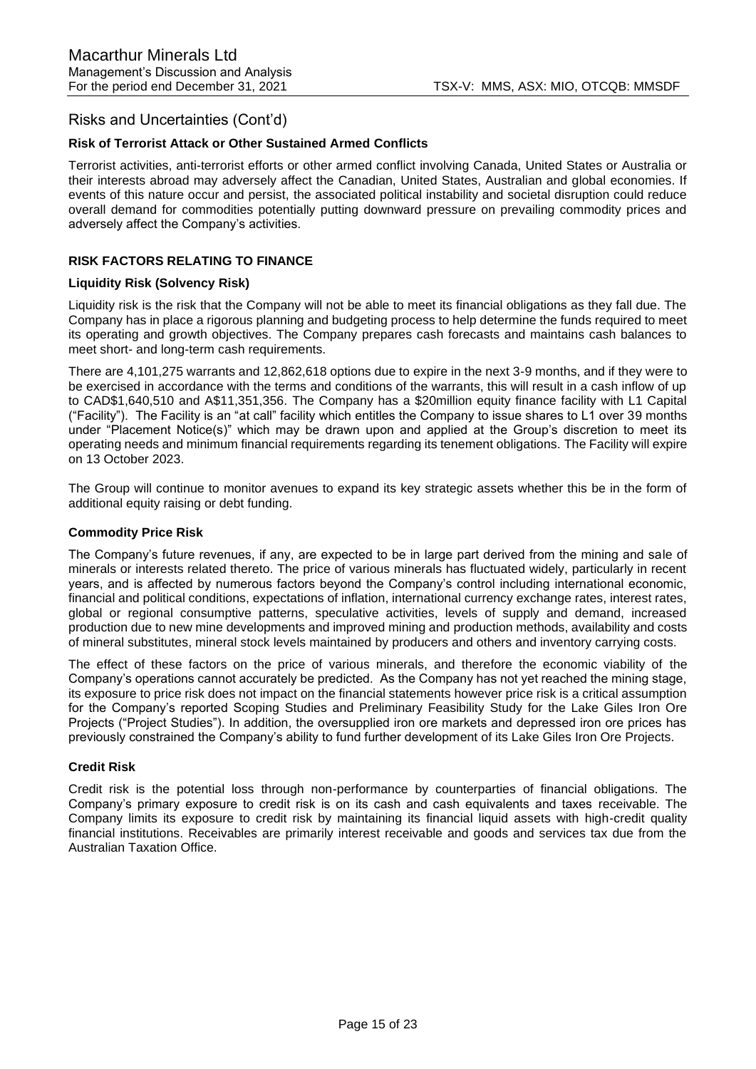## Risks and Uncertainties (Cont'd)

### Risk of Terrorist Attack or Other Sustained Armed Conflicts

Terrorist activities, anti-terrorist efforts or other armed conflict involving Canada, United States or Australia or their interests abroad may adversely affect the Canadian, United States, Australian and global economies. If events of this nature occur and persist, the associated political instability and societal disruption could reduce overall demand for commodities potentially putting downward pressure on prevailing commodity prices and adversely affect the Company's activities.

### RISK FACTORS RELATING TO FINANCE

#### Liquidity Risk (Solvency Risk)

Liquidity risk is the risk that the Company will not be able to meet its financial obligations as they fall due. The Company has in place a rigorous planning and budgeting process to help determine the funds required to meet its operating and growth objectives. The Company prepares cash forecasts and maintains cash balances to meet short- and long-term cash requirements.

There are 4,101,275 warrants and 12,862,618 options due to expire in the next 3-9 months, and if they were to be exercised in accordance with the terms and conditions of the warrants, this will result in a cash inflow of up to CAD$1,640,510 and A$11,351,356. The Company has a $20million equity finance facility with L1 Capital ("Facility"). The Facility is an "at call" facility which entitles the Company to issue shares to L1 over 39 months under "Placement Notice(s)" which may be drawn upon and applied at the Group's discretion to meet its operating needs and minimum financial requirements regarding its tenement obligations. The Facility will expire on 13 October 2023.

The Group will continue to monitor avenues to expand its key strategic assets whether this be in the form of additional equity raising or debt funding.

#### Commodity Price Risk

The Company's future revenues, if any, are expected to be in large part derived from the mining and sale of minerals or interests related thereto. The price of various minerals has fluctuated widely, particularly in recent years, and is affected by numerous factors beyond the Company's control including international economic, financial and political conditions, expectations of inflation, international currency exchange rates, interest rates, global or regional consumptive patterns, speculative activities, levels of supply and demand, increased production due to new mine developments and improved mining and production methods, availability and costs of mineral substitutes, mineral stock levels maintained by producers and others and inventory carrying costs.

The effect of these factors on the price of various minerals, and therefore the economic viability of the Company's operations cannot accurately be predicted. As the Company has not yet reached the mining stage, its exposure to price risk does not impact on the financial statements however price risk is a critical assumption for the Company's reported Scoping Studies and Preliminary Feasibility Study for the Lake Giles Iron Ore Projects ("Project Studies"). In addition, the oversupplied iron ore markets and depressed iron ore prices has previously constrained the Company's ability to fund further development of its Lake Giles Iron Ore Projects.

#### Credit Risk

Credit risk is the potential loss through non-performance by counterparties of financial obligations. The Company's primary exposure to credit risk is on its cash and cash equivalents and taxes receivable. The Company limits its exposure to credit risk by maintaining its financial liquid assets with high-credit quality financial institutions. Receivables are primarily interest receivable and goods and services tax due from the Australian Taxation Office.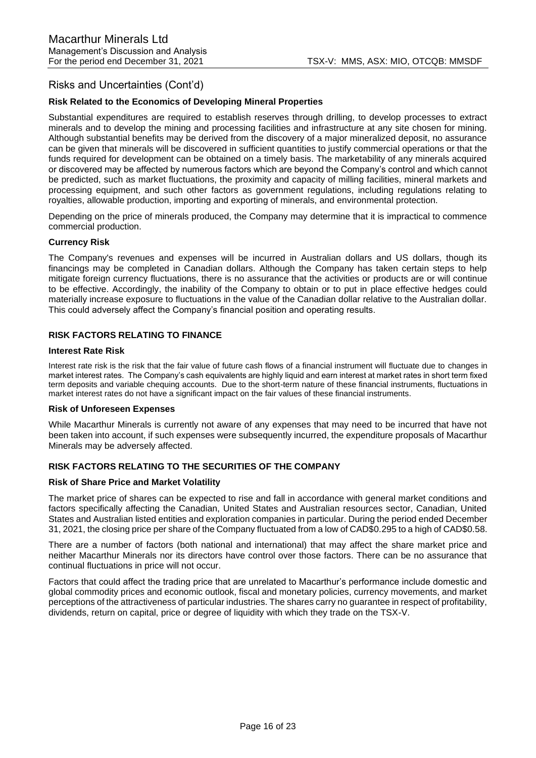## Risks and Uncertainties (Cont'd)

### Risk Related to the Economics of Developing Mineral Properties

Substantial expenditures are required to establish reserves through drilling, to develop processes to extract minerals and to develop the mining and processing facilities and infrastructure at any site chosen for mining. Although substantial benefits may be derived from the discovery of a major mineralized deposit, no assurance can be given that minerals will be discovered in sufficient quantities to justify commercial operations or that the funds required for development can be obtained on a timely basis. The marketability of any minerals acquired or discovered may be affected by numerous factors which are beyond the Company's control and which cannot be predicted, such as market fluctuations, the proximity and capacity of milling facilities, mineral markets and processing equipment, and such other factors as government regulations, including regulations relating to royalties, allowable production, importing and exporting of minerals, and environmental protection.

Depending on the price of minerals produced, the Company may determine that it is impractical to commence commercial production.

### Currency Risk

The Company's revenues and expenses will be incurred in Australian dollars and US dollars, though its financings may be completed in Canadian dollars. Although the Company has taken certain steps to help mitigate foreign currency fluctuations, there is no assurance that the activities or products are or will continue to be effective. Accordingly, the inability of the Company to obtain or to put in place effective hedges could materially increase exposure to fluctuations in the value of the Canadian dollar relative to the Australian dollar. This could adversely affect the Company's financial position and operating results.

## RISK FACTORS RELATING TO FINANCE

### Interest Rate Risk

Interest rate risk is the risk that the fair value of future cash flows of a financial instrument will fluctuate due to changes in market interest rates. The Company's cash equivalents are highly liquid and earn interest at market rates in short term fixed term deposits and variable chequing accounts. Due to the short-term nature of these financial instruments, fluctuations in market interest rates do not have a significant impact on the fair values of these financial instruments.

### Risk of Unforeseen Expenses

While Macarthur Minerals is currently not aware of any expenses that may need to be incurred that have not been taken into account, if such expenses were subsequently incurred, the expenditure proposals of Macarthur Minerals may be adversely affected.

## RISK FACTORS RELATING TO THE SECURITIES OF THE COMPANY

### Risk of Share Price and Market Volatility

The market price of shares can be expected to rise and fall in accordance with general market conditions and factors specifically affecting the Canadian, United States and Australian resources sector, Canadian, United States and Australian listed entities and exploration companies in particular. During the period ended December 31, 2021, the closing price per share of the Company fluctuated from a low of CAD$0.295 to a high of CAD$0.58.

There are a number of factors (both national and international) that may affect the share market price and neither Macarthur Minerals nor its directors have control over those factors. There can be no assurance that continual fluctuations in price will not occur.

Factors that could affect the trading price that are unrelated to Macarthur's performance include domestic and global commodity prices and economic outlook, fiscal and monetary policies, currency movements, and market perceptions of the attractiveness of particular industries. The shares carry no guarantee in respect of profitability, dividends, return on capital, price or degree of liquidity with which they trade on the TSX-V.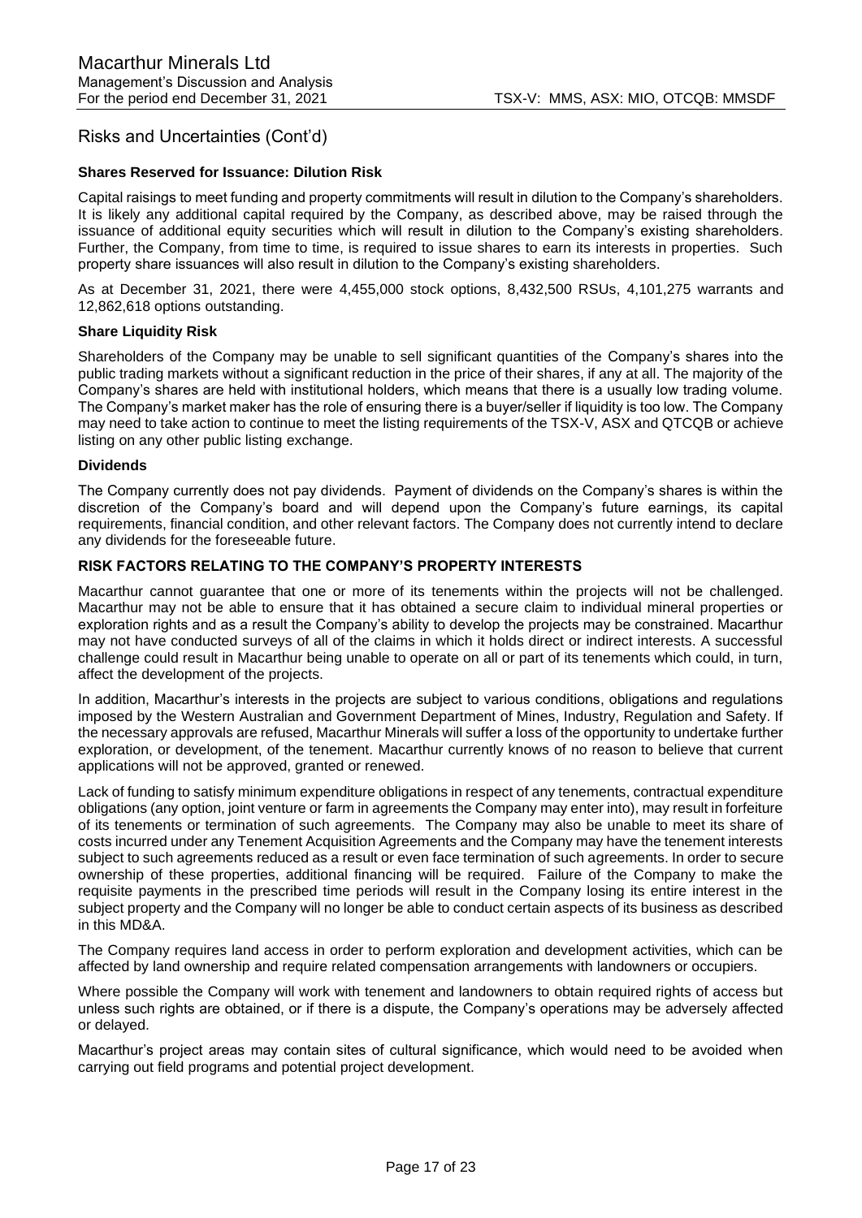## Risks and Uncertainties (Cont'd)

### Shares Reserved for Issuance: Dilution Risk

Capital raisings to meet funding and property commitments will result in dilution to the Company's shareholders. It is likely any additional capital required by the Company, as described above, may be raised through the issuance of additional equity securities which will result in dilution to the Company's existing shareholders. Further, the Company, from time to time, is required to issue shares to earn its interests in properties. Such property share issuances will also result in dilution to the Company's existing shareholders.

As at December 31, 2021, there were 4,455,000 stock options, 8,432,500 RSUs, 4,101,275 warrants and 12,862,618 options outstanding.

### Share Liquidity Risk

Shareholders of the Company may be unable to sell significant quantities of the Company's shares into the public trading markets without a significant reduction in the price of their shares, if any at all. The majority of the Company's shares are held with institutional holders, which means that there is a usually low trading volume. The Company's market maker has the role of ensuring there is a buyer/seller if liquidity is too low. The Company may need to take action to continue to meet the listing requirements of the TSX-V, ASX and QTCQB or achieve listing on any other public listing exchange.

### Dividends

The Company currently does not pay dividends. Payment of dividends on the Company's shares is within the discretion of the Company's board and will depend upon the Company's future earnings, its capital requirements, financial condition, and other relevant factors. The Company does not currently intend to declare any dividends for the foreseeable future.

### RISK FACTORS RELATING TO THE COMPANY'S PROPERTY INTERESTS

Macarthur cannot guarantee that one or more of its tenements within the projects will not be challenged. Macarthur may not be able to ensure that it has obtained a secure claim to individual mineral properties or exploration rights and as a result the Company's ability to develop the projects may be constrained. Macarthur may not have conducted surveys of all of the claims in which it holds direct or indirect interests. A successful challenge could result in Macarthur being unable to operate on all or part of its tenements which could, in turn, affect the development of the projects.

In addition, Macarthur's interests in the projects are subject to various conditions, obligations and regulations imposed by the Western Australian and Government Department of Mines, Industry, Regulation and Safety. If the necessary approvals are refused, Macarthur Minerals will suffer a loss of the opportunity to undertake further exploration, or development, of the tenement. Macarthur currently knows of no reason to believe that current applications will not be approved, granted or renewed.

Lack of funding to satisfy minimum expenditure obligations in respect of any tenements, contractual expenditure obligations (any option, joint venture or farm in agreements the Company may enter into), may result in forfeiture of its tenements or termination of such agreements. The Company may also be unable to meet its share of costs incurred under any Tenement Acquisition Agreements and the Company may have the tenement interests subject to such agreements reduced as a result or even face termination of such agreements. In order to secure ownership of these properties, additional financing will be required. Failure of the Company to make the requisite payments in the prescribed time periods will result in the Company losing its entire interest in the subject property and the Company will no longer be able to conduct certain aspects of its business as described in this MD&A.

The Company requires land access in order to perform exploration and development activities, which can be affected by land ownership and require related compensation arrangements with landowners or occupiers.

Where possible the Company will work with tenement and landowners to obtain required rights of access but unless such rights are obtained, or if there is a dispute, the Company's operations may be adversely affected or delayed.

Macarthur's project areas may contain sites of cultural significance, which would need to be avoided when carrying out field programs and potential project development.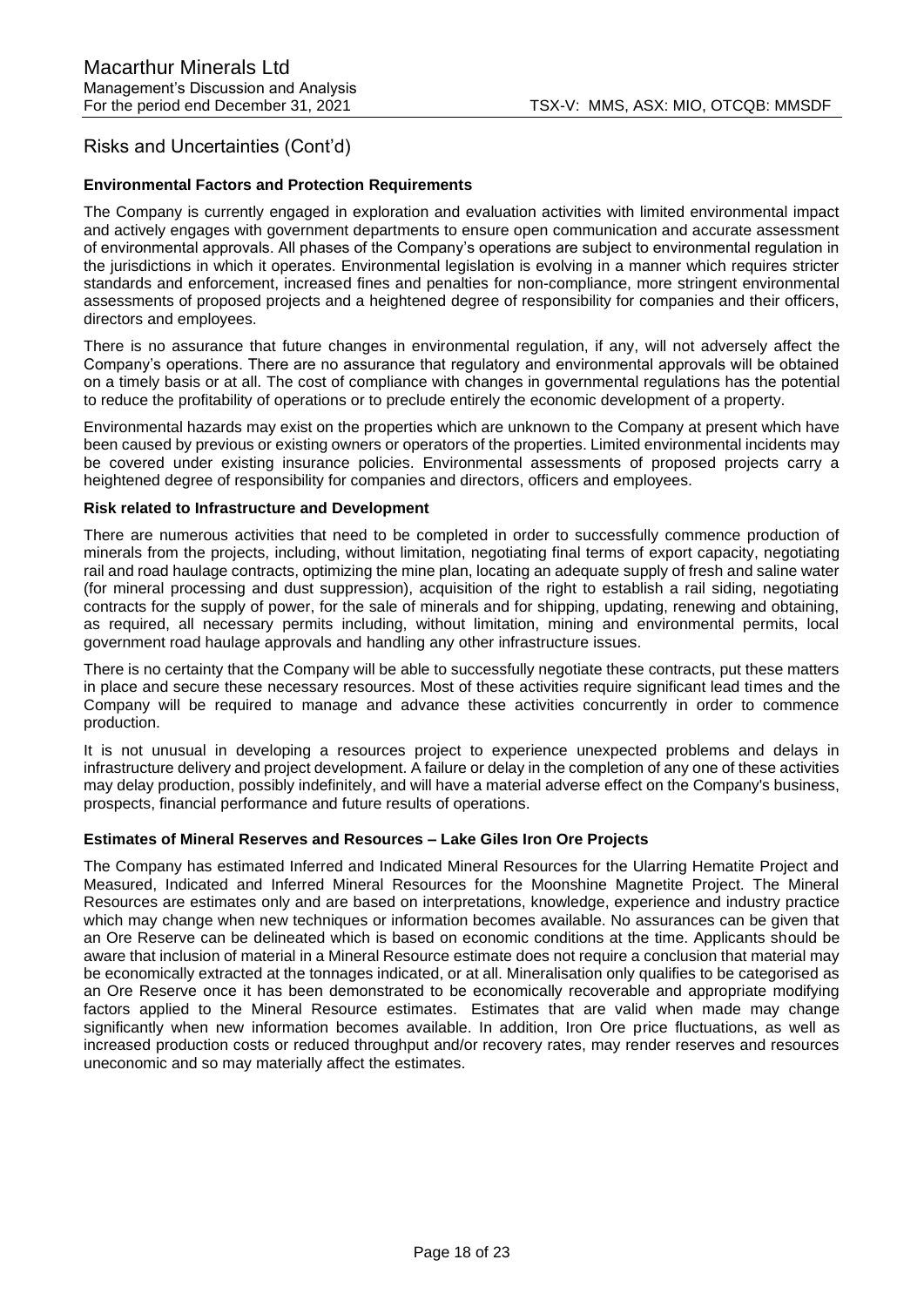## Risks and Uncertainties (Cont'd)

**Environmental Factors and Protection Requirements**

The Company is currently engaged in exploration and evaluation activities with limited environmental impact and actively engages with government departments to ensure open communication and accurate assessment of environmental approvals. All phases of the Company's operations are subject to environmental regulation in the jurisdictions in which it operates. Environmental legislation is evolving in a manner which requires stricter standards and enforcement, increased fines and penalties for non-compliance, more stringent environmental assessments of proposed projects and a heightened degree of responsibility for companies and their officers, directors and employees.

There is no assurance that future changes in environmental regulation, if any, will not adversely affect the Company's operations. There are no assurance that regulatory and environmental approvals will be obtained on a timely basis or at all. The cost of compliance with changes in governmental regulations has the potential to reduce the profitability of operations or to preclude entirely the economic development of a property.

Environmental hazards may exist on the properties which are unknown to the Company at present which have been caused by previous or existing owners or operators of the properties. Limited environmental incidents may be covered under existing insurance policies. Environmental assessments of proposed projects carry a heightened degree of responsibility for companies and directors, officers and employees.

**Risk related to Infrastructure and Development**

There are numerous activities that need to be completed in order to successfully commence production of minerals from the projects, including, without limitation, negotiating final terms of export capacity, negotiating rail and road haulage contracts, optimizing the mine plan, locating an adequate supply of fresh and saline water (for mineral processing and dust suppression), acquisition of the right to establish a rail siding, negotiating contracts for the supply of power, for the sale of minerals and for shipping, updating, renewing and obtaining, as required, all necessary permits including, without limitation, mining and environmental permits, local government road haulage approvals and handling any other infrastructure issues.

There is no certainty that the Company will be able to successfully negotiate these contracts, put these matters in place and secure these necessary resources. Most of these activities require significant lead times and the Company will be required to manage and advance these activities concurrently in order to commence production.

It is not unusual in developing a resources project to experience unexpected problems and delays in infrastructure delivery and project development. A failure or delay in the completion of any one of these activities may delay production, possibly indefinitely, and will have a material adverse effect on the Company's business, prospects, financial performance and future results of operations.

**Estimates of Mineral Reserves and Resources – Lake Giles Iron Ore Projects**

The Company has estimated Inferred and Indicated Mineral Resources for the Ularring Hematite Project and Measured, Indicated and Inferred Mineral Resources for the Moonshine Magnetite Project. The Mineral Resources are estimates only and are based on interpretations, knowledge, experience and industry practice which may change when new techniques or information becomes available. No assurances can be given that an Ore Reserve can be delineated which is based on economic conditions at the time. Applicants should be aware that inclusion of material in a Mineral Resource estimate does not require a conclusion that material may be economically extracted at the tonnages indicated, or at all. Mineralisation only qualifies to be categorised as an Ore Reserve once it has been demonstrated to be economically recoverable and appropriate modifying factors applied to the Mineral Resource estimates. Estimates that are valid when made may change significantly when new information becomes available. In addition, Iron Ore price fluctuations, as well as increased production costs or reduced throughput and/or recovery rates, may render reserves and resources uneconomic and so may materially affect the estimates.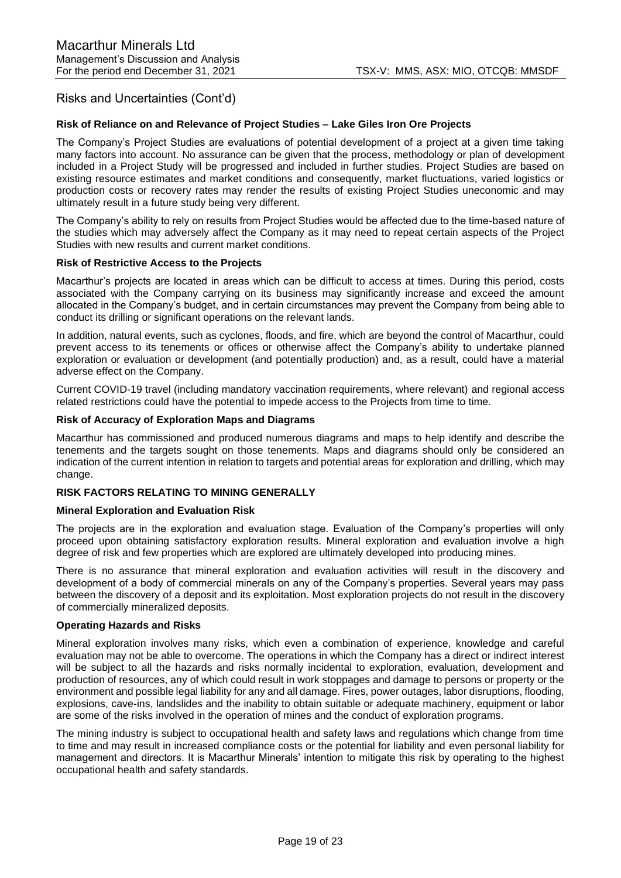## Risks and Uncertainties (Cont'd)

### Risk of Reliance on and Relevance of Project Studies – Lake Giles Iron Ore Projects

The Company's Project Studies are evaluations of potential development of a project at a given time taking many factors into account. No assurance can be given that the process, methodology or plan of development included in a Project Study will be progressed and included in further studies. Project Studies are based on existing resource estimates and market conditions and consequently, market fluctuations, varied logistics or production costs or recovery rates may render the results of existing Project Studies uneconomic and may ultimately result in a future study being very different.

The Company's ability to rely on results from Project Studies would be affected due to the time-based nature of the studies which may adversely affect the Company as it may need to repeat certain aspects of the Project Studies with new results and current market conditions.

### Risk of Restrictive Access to the Projects

Macarthur's projects are located in areas which can be difficult to access at times. During this period, costs associated with the Company carrying on its business may significantly increase and exceed the amount allocated in the Company's budget, and in certain circumstances may prevent the Company from being able to conduct its drilling or significant operations on the relevant lands.

In addition, natural events, such as cyclones, floods, and fire, which are beyond the control of Macarthur, could prevent access to its tenements or offices or otherwise affect the Company's ability to undertake planned exploration or evaluation or development (and potentially production) and, as a result, could have a material adverse effect on the Company.

Current COVID-19 travel (including mandatory vaccination requirements, where relevant) and regional access related restrictions could have the potential to impede access to the Projects from time to time.

### Risk of Accuracy of Exploration Maps and Diagrams

Macarthur has commissioned and produced numerous diagrams and maps to help identify and describe the tenements and the targets sought on those tenements. Maps and diagrams should only be considered an indication of the current intention in relation to targets and potential areas for exploration and drilling, which may change.

### RISK FACTORS RELATING TO MINING GENERALLY

### Mineral Exploration and Evaluation Risk

The projects are in the exploration and evaluation stage. Evaluation of the Company's properties will only proceed upon obtaining satisfactory exploration results. Mineral exploration and evaluation involve a high degree of risk and few properties which are explored are ultimately developed into producing mines.

There is no assurance that mineral exploration and evaluation activities will result in the discovery and development of a body of commercial minerals on any of the Company's properties. Several years may pass between the discovery of a deposit and its exploitation. Most exploration projects do not result in the discovery of commercially mineralized deposits.

### Operating Hazards and Risks

Mineral exploration involves many risks, which even a combination of experience, knowledge and careful evaluation may not be able to overcome. The operations in which the Company has a direct or indirect interest will be subject to all the hazards and risks normally incidental to exploration, evaluation, development and production of resources, any of which could result in work stoppages and damage to persons or property or the environment and possible legal liability for any and all damage. Fires, power outages, labor disruptions, flooding, explosions, cave-ins, landslides and the inability to obtain suitable or adequate machinery, equipment or labor are some of the risks involved in the operation of mines and the conduct of exploration programs.

The mining industry is subject to occupational health and safety laws and regulations which change from time to time and may result in increased compliance costs or the potential for liability and even personal liability for management and directors. It is Macarthur Minerals' intention to mitigate this risk by operating to the highest occupational health and safety standards.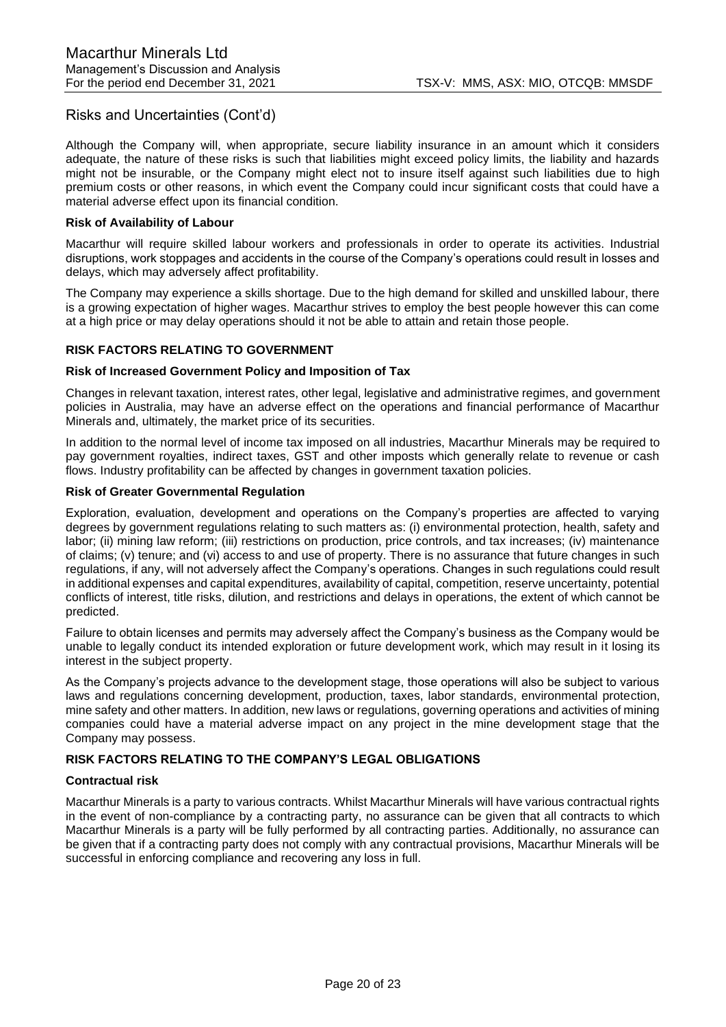## Risks and Uncertainties (Cont'd)

Although the Company will, when appropriate, secure liability insurance in an amount which it considers adequate, the nature of these risks is such that liabilities might exceed policy limits, the liability and hazards might not be insurable, or the Company might elect not to insure itself against such liabilities due to high premium costs or other reasons, in which event the Company could incur significant costs that could have a material adverse effect upon its financial condition.

**Risk of Availability of Labour**

Macarthur will require skilled labour workers and professionals in order to operate its activities. Industrial disruptions, work stoppages and accidents in the course of the Company's operations could result in losses and delays, which may adversely affect profitability.

The Company may experience a skills shortage. Due to the high demand for skilled and unskilled labour, there is a growing expectation of higher wages. Macarthur strives to employ the best people however this can come at a high price or may delay operations should it not be able to attain and retain those people.

**RISK FACTORS RELATING TO GOVERNMENT**

**Risk of Increased Government Policy and Imposition of Tax**

Changes in relevant taxation, interest rates, other legal, legislative and administrative regimes, and government policies in Australia, may have an adverse effect on the operations and financial performance of Macarthur Minerals and, ultimately, the market price of its securities.

In addition to the normal level of income tax imposed on all industries, Macarthur Minerals may be required to pay government royalties, indirect taxes, GST and other imposts which generally relate to revenue or cash flows. Industry profitability can be affected by changes in government taxation policies.

**Risk of Greater Governmental Regulation**

Exploration, evaluation, development and operations on the Company's properties are affected to varying degrees by government regulations relating to such matters as: (i) environmental protection, health, safety and labor; (ii) mining law reform; (iii) restrictions on production, price controls, and tax increases; (iv) maintenance of claims; (v) tenure; and (vi) access to and use of property. There is no assurance that future changes in such regulations, if any, will not adversely affect the Company's operations. Changes in such regulations could result in additional expenses and capital expenditures, availability of capital, competition, reserve uncertainty, potential conflicts of interest, title risks, dilution, and restrictions and delays in operations, the extent of which cannot be predicted.

Failure to obtain licenses and permits may adversely affect the Company's business as the Company would be unable to legally conduct its intended exploration or future development work, which may result in it losing its interest in the subject property.

As the Company's projects advance to the development stage, those operations will also be subject to various laws and regulations concerning development, production, taxes, labor standards, environmental protection, mine safety and other matters. In addition, new laws or regulations, governing operations and activities of mining companies could have a material adverse impact on any project in the mine development stage that the Company may possess.

**RISK FACTORS RELATING TO THE COMPANY'S LEGAL OBLIGATIONS**

**Contractual risk**

Macarthur Minerals is a party to various contracts. Whilst Macarthur Minerals will have various contractual rights in the event of non-compliance by a contracting party, no assurance can be given that all contracts to which Macarthur Minerals is a party will be fully performed by all contracting parties. Additionally, no assurance can be given that if a contracting party does not comply with any contractual provisions, Macarthur Minerals will be successful in enforcing compliance and recovering any loss in full.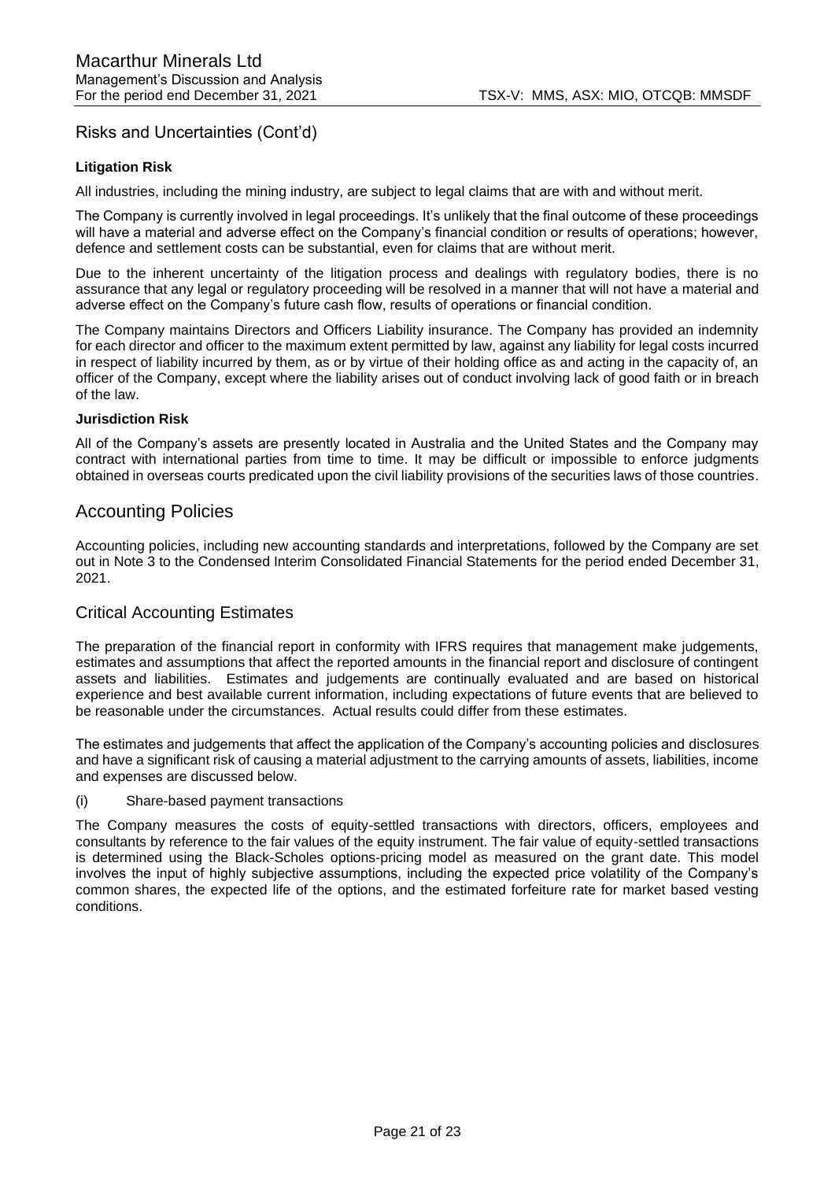## Risks and Uncertainties (Cont'd)

**Litigation Risk**

All industries, including the mining industry, are subject to legal claims that are with and without merit.

The Company is currently involved in legal proceedings. It's unlikely that the final outcome of these proceedings will have a material and adverse effect on the Company's financial condition or results of operations; however, defence and settlement costs can be substantial, even for claims that are without merit.

Due to the inherent uncertainty of the litigation process and dealings with regulatory bodies, there is no assurance that any legal or regulatory proceeding will be resolved in a manner that will not have a material and adverse effect on the Company's future cash flow, results of operations or financial condition.

The Company maintains Directors and Officers Liability insurance. The Company has provided an indemnity for each director and officer to the maximum extent permitted by law, against any liability for legal costs incurred in respect of liability incurred by them, as or by virtue of their holding office as and acting in the capacity of, an officer of the Company, except where the liability arises out of conduct involving lack of good faith or in breach of the law.

**Jurisdiction Risk**

All of the Company's assets are presently located in Australia and the United States and the Company may contract with international parties from time to time. It may be difficult or impossible to enforce judgments obtained in overseas courts predicated upon the civil liability provisions of the securities laws of those countries.

## Accounting Policies

Accounting policies, including new accounting standards and interpretations, followed by the Company are set out in Note 3 to the Condensed Interim Consolidated Financial Statements for the period ended December 31, 2021.

## Critical Accounting Estimates

The preparation of the financial report in conformity with IFRS requires that management make judgements, estimates and assumptions that affect the reported amounts in the financial report and disclosure of contingent assets and liabilities. Estimates and judgements are continually evaluated and are based on historical experience and best available current information, including expectations of future events that are believed to be reasonable under the circumstances. Actual results could differ from these estimates.

The estimates and judgements that affect the application of the Company's accounting policies and disclosures and have a significant risk of causing a material adjustment to the carrying amounts of assets, liabilities, income and expenses are discussed below.

(i) Share-based payment transactions

The Company measures the costs of equity-settled transactions with directors, officers, employees and consultants by reference to the fair values of the equity instrument. The fair value of equity-settled transactions is determined using the Black-Scholes options-pricing model as measured on the grant date. This model involves the input of highly subjective assumptions, including the expected price volatility of the Company's common shares, the expected life of the options, and the estimated forfeiture rate for market based vesting conditions.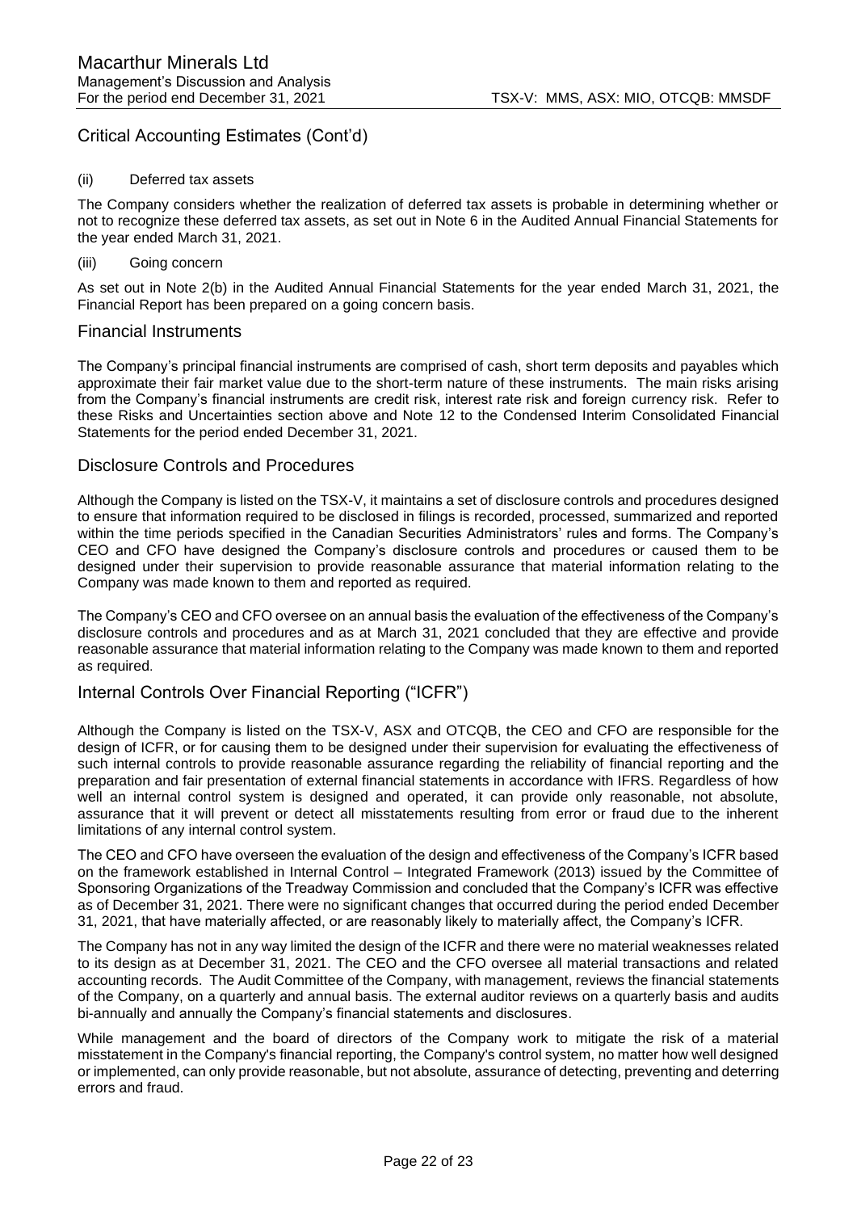## Critical Accounting Estimates (Cont'd)

(ii) Deferred tax assets

The Company considers whether the realization of deferred tax assets is probable in determining whether or not to recognize these deferred tax assets, as set out in Note 6 in the Audited Annual Financial Statements for the year ended March 31, 2021.

(iii) Going concern

As set out in Note 2(b) in the Audited Annual Financial Statements for the year ended March 31, 2021, the Financial Report has been prepared on a going concern basis.

## Financial Instruments

The Company's principal financial instruments are comprised of cash, short term deposits and payables which approximate their fair market value due to the short-term nature of these instruments. The main risks arising from the Company's financial instruments are credit risk, interest rate risk and foreign currency risk. Refer to these Risks and Uncertainties section above and Note 12 to the Condensed Interim Consolidated Financial Statements for the period ended December 31, 2021.

## Disclosure Controls and Procedures

Although the Company is listed on the TSX-V, it maintains a set of disclosure controls and procedures designed to ensure that information required to be disclosed in filings is recorded, processed, summarized and reported within the time periods specified in the Canadian Securities Administrators' rules and forms. The Company's CEO and CFO have designed the Company's disclosure controls and procedures or caused them to be designed under their supervision to provide reasonable assurance that material information relating to the Company was made known to them and reported as required.

The Company's CEO and CFO oversee on an annual basis the evaluation of the effectiveness of the Company's disclosure controls and procedures and as at March 31, 2021 concluded that they are effective and provide reasonable assurance that material information relating to the Company was made known to them and reported as required.

## Internal Controls Over Financial Reporting ("ICFR")

Although the Company is listed on the TSX-V, ASX and OTCQB, the CEO and CFO are responsible for the design of ICFR, or for causing them to be designed under their supervision for evaluating the effectiveness of such internal controls to provide reasonable assurance regarding the reliability of financial reporting and the preparation and fair presentation of external financial statements in accordance with IFRS. Regardless of how well an internal control system is designed and operated, it can provide only reasonable, not absolute, assurance that it will prevent or detect all misstatements resulting from error or fraud due to the inherent limitations of any internal control system.

The CEO and CFO have overseen the evaluation of the design and effectiveness of the Company's ICFR based on the framework established in Internal Control – Integrated Framework (2013) issued by the Committee of Sponsoring Organizations of the Treadway Commission and concluded that the Company's ICFR was effective as of December 31, 2021. There were no significant changes that occurred during the period ended December 31, 2021, that have materially affected, or are reasonably likely to materially affect, the Company's ICFR.

The Company has not in any way limited the design of the ICFR and there were no material weaknesses related to its design as at December 31, 2021. The CEO and the CFO oversee all material transactions and related accounting records. The Audit Committee of the Company, with management, reviews the financial statements of the Company, on a quarterly and annual basis. The external auditor reviews on a quarterly basis and audits bi-annually and annually the Company's financial statements and disclosures.

While management and the board of directors of the Company work to mitigate the risk of a material misstatement in the Company's financial reporting, the Company's control system, no matter how well designed or implemented, can only provide reasonable, but not absolute, assurance of detecting, preventing and deterring errors and fraud.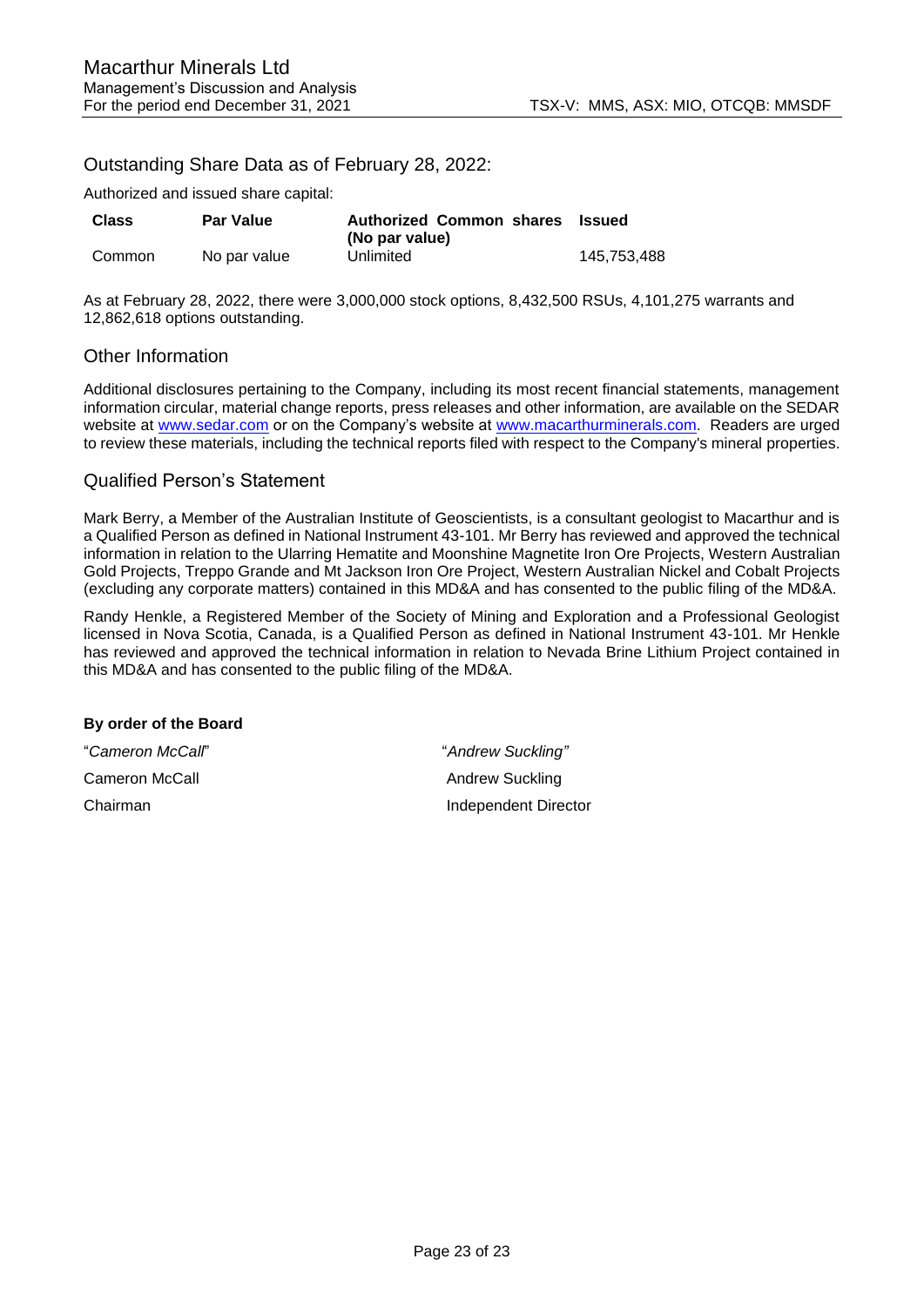## Outstanding Share Data as of February 28, 2022:

Authorized and issued share capital:

| Class | Par Value | Authorized Common shares (No par value) | Issued |
|---|---|---|---|
| Common | No par value | Unlimited | 145,753,488 |

As at February 28, 2022, there were 3,000,000 stock options, 8,432,500 RSUs, 4,101,275 warrants and 12,862,618 options outstanding.

## Other Information

Additional disclosures pertaining to the Company, including its most recent financial statements, management information circular, material change reports, press releases and other information, are available on the SEDAR website at www.sedar.com or on the Company's website at www.macarthurminerals.com. Readers are urged to review these materials, including the technical reports filed with respect to the Company's mineral properties.

## Qualified Person's Statement

Mark Berry, a Member of the Australian Institute of Geoscientists, is a consultant geologist to Macarthur and is a Qualified Person as defined in National Instrument 43-101. Mr Berry has reviewed and approved the technical information in relation to the Ularring Hematite and Moonshine Magnetite Iron Ore Projects, Western Australian Gold Projects, Treppo Grande and Mt Jackson Iron Ore Project, Western Australian Nickel and Cobalt Projects (excluding any corporate matters) contained in this MD&A and has consented to the public filing of the MD&A.

Randy Henkle, a Registered Member of the Society of Mining and Exploration and a Professional Geologist licensed in Nova Scotia, Canada, is a Qualified Person as defined in National Instrument 43-101. Mr Henkle has reviewed and approved the technical information in relation to Nevada Brine Lithium Project contained in this MD&A and has consented to the public filing of the MD&A.

**By order of the Board**

"*Cameron McCall*"
Cameron McCall
Chairman

"*Andrew Suckling"*
Andrew Suckling
Independent Director